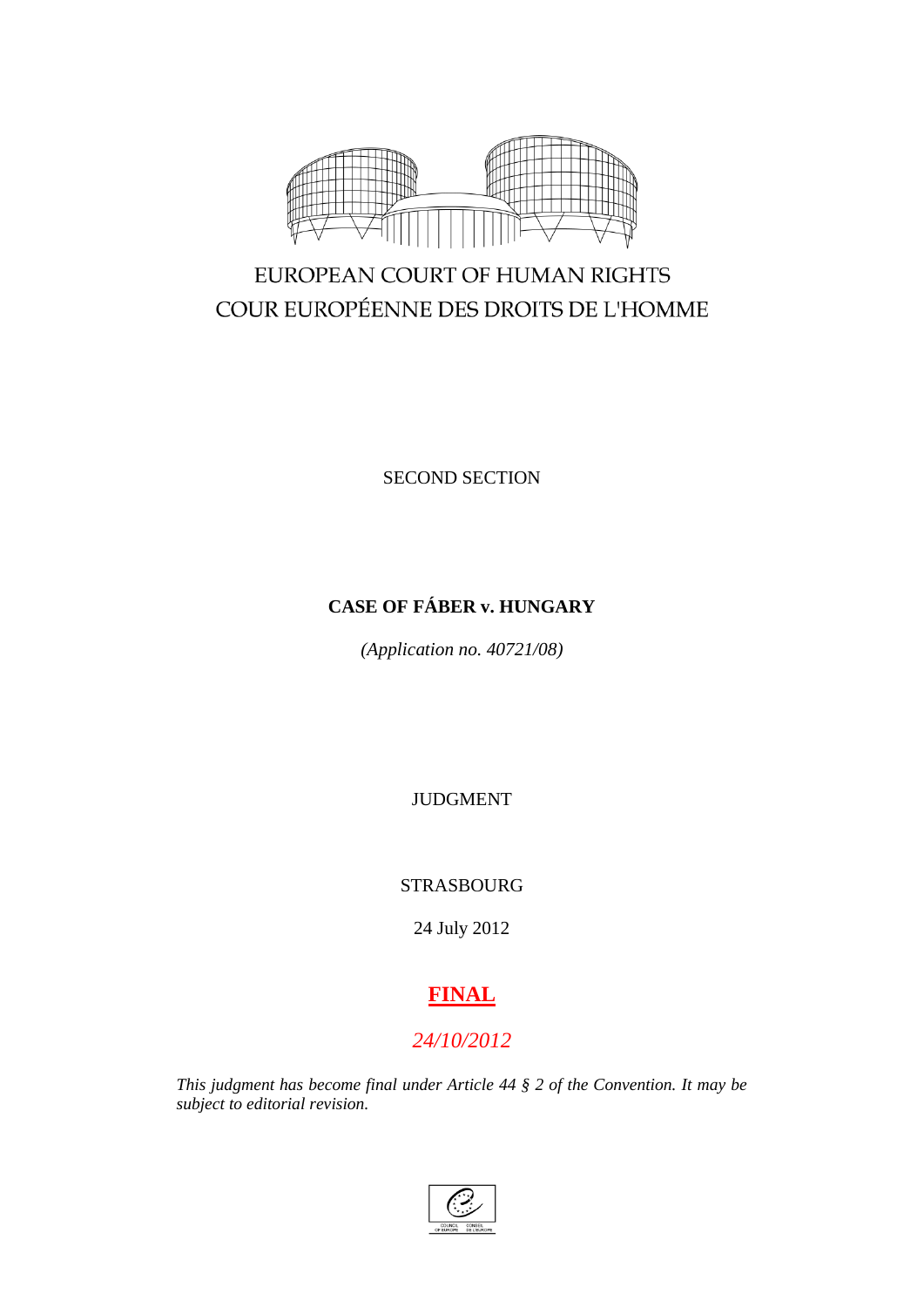EUROPEAN COURT OF HUMAN RIGHTS

COUR EUROPÉENNE DES DROITS DE L'HOMME

SECOND SECTION

**CASE OF FÁBER v. HUNGARY**

*(Application no. 40721/08)*

JUDGMENT

STRASBOURG

24 July 2012

**FINAL**

*24/10/2012*

*This judgment has become final under Article 44 § 2 of the Convention. It may be subject to editorial revision.*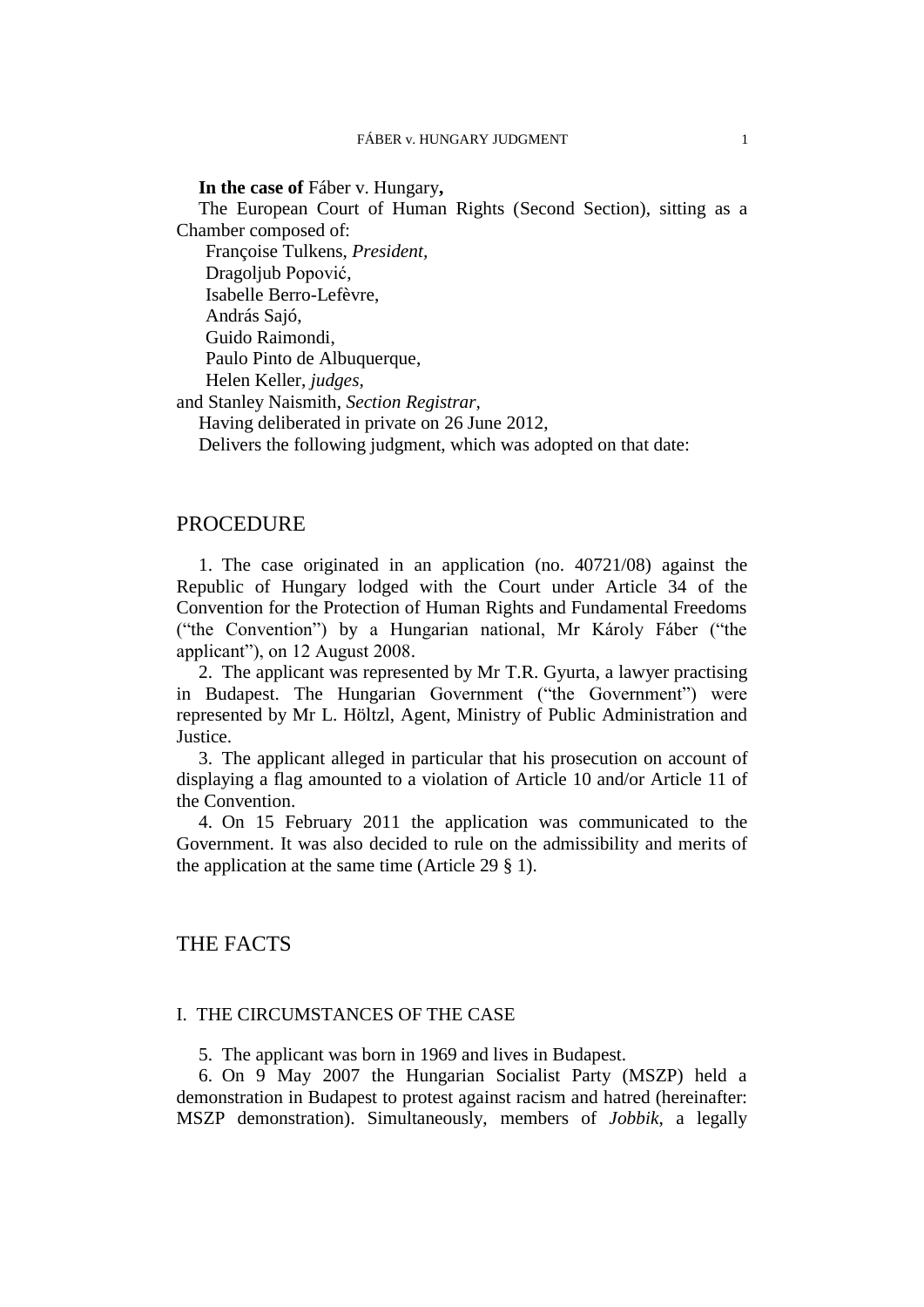**In the case of** Fáber v. Hungary**,**

The European Court of Human Rights (Second Section), sitting as a Chamber composed of:

Françoise Tulkens, *President,*
Dragoljub Popović,
Isabelle Berro-Lefèvre,
András Sajó,
Guido Raimondi,
Paulo Pinto de Albuquerque,
Helen Keller, *judges,*
and Stanley Naismith, *Section Registrar,*

Having deliberated in private on 26 June 2012,

Delivers the following judgment, which was adopted on that date:

# PROCEDURE

1. The case originated in an application (no. 40721/08) against the Republic of Hungary lodged with the Court under Article 34 of the Convention for the Protection of Human Rights and Fundamental Freedoms ("the Convention") by a Hungarian national, Mr Károly Fáber ("the applicant"), on 12 August 2008.

2. The applicant was represented by Mr T.R. Gyurta, a lawyer practising in Budapest. The Hungarian Government ("the Government") were represented by Mr L. Höltzl, Agent, Ministry of Public Administration and Justice.

3. The applicant alleged in particular that his prosecution on account of displaying a flag amounted to a violation of Article 10 and/or Article 11 of the Convention.

4. On 15 February 2011 the application was communicated to the Government. It was also decided to rule on the admissibility and merits of the application at the same time (Article 29 § 1).

# THE FACTS

## I. THE CIRCUMSTANCES OF THE CASE

5. The applicant was born in 1969 and lives in Budapest.

6. On 9 May 2007 the Hungarian Socialist Party (MSZP) held a demonstration in Budapest to protest against racism and hatred (hereinafter: MSZP demonstration). Simultaneously, members of *Jobbik*, a legally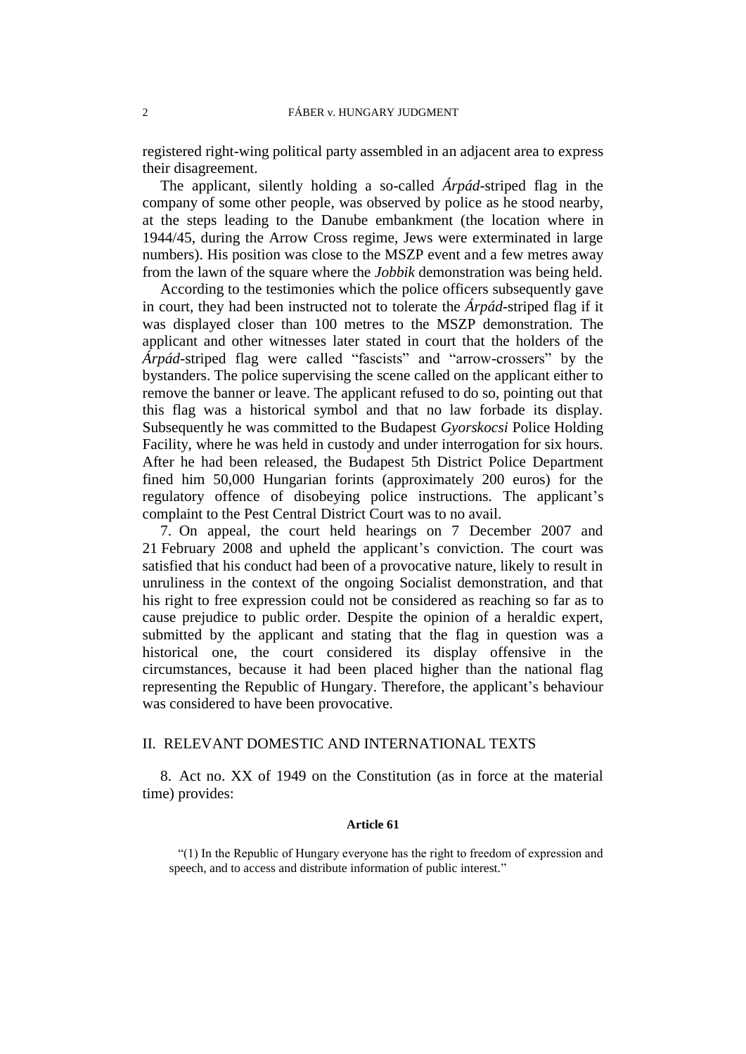registered right-wing political party assembled in an adjacent area to express their disagreement.

The applicant, silently holding a so-called *Árpád*-striped flag in the company of some other people, was observed by police as he stood nearby, at the steps leading to the Danube embankment (the location where in 1944/45, during the Arrow Cross regime, Jews were exterminated in large numbers). His position was close to the MSZP event and a few metres away from the lawn of the square where the *Jobbik* demonstration was being held.

According to the testimonies which the police officers subsequently gave in court, they had been instructed not to tolerate the *Árpád*-striped flag if it was displayed closer than 100 metres to the MSZP demonstration. The applicant and other witnesses later stated in court that the holders of the *Árpád*-striped flag were called "fascists" and "arrow-crossers" by the bystanders. The police supervising the scene called on the applicant either to remove the banner or leave. The applicant refused to do so, pointing out that this flag was a historical symbol and that no law forbade its display. Subsequently he was committed to the Budapest *Gyorskocsi* Police Holding Facility, where he was held in custody and under interrogation for six hours. After he had been released, the Budapest 5th District Police Department fined him 50,000 Hungarian forints (approximately 200 euros) for the regulatory offence of disobeying police instructions. The applicant's complaint to the Pest Central District Court was to no avail.

7. On appeal, the court held hearings on 7 December 2007 and 21 February 2008 and upheld the applicant's conviction. The court was satisfied that his conduct had been of a provocative nature, likely to result in unruliness in the context of the ongoing Socialist demonstration, and that his right to free expression could not be considered as reaching so far as to cause prejudice to public order. Despite the opinion of a heraldic expert, submitted by the applicant and stating that the flag in question was a historical one, the court considered its display offensive in the circumstances, because it had been placed higher than the national flag representing the Republic of Hungary. Therefore, the applicant's behaviour was considered to have been provocative.

## II. RELEVANT DOMESTIC AND INTERNATIONAL TEXTS

8. Act no. XX of 1949 on the Constitution (as in force at the material time) provides:

**Article 61**

"(1) In the Republic of Hungary everyone has the right to freedom of expression and speech, and to access and distribute information of public interest."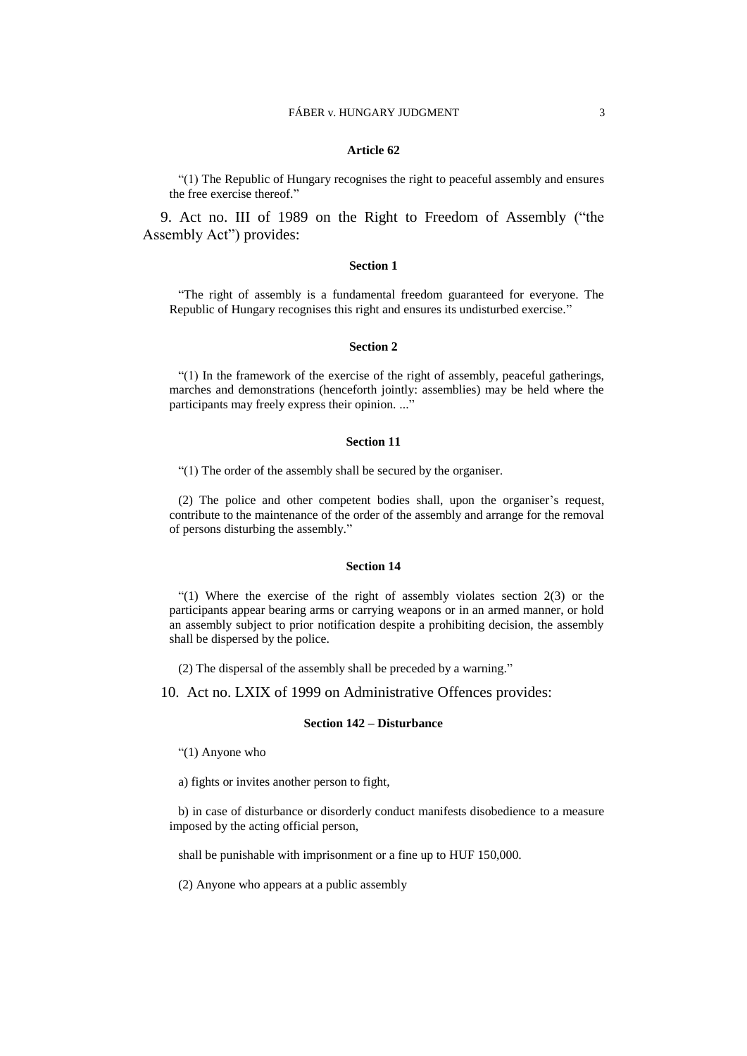**Article 62**

"(1) The Republic of Hungary recognises the right to peaceful assembly and ensures the free exercise thereof."

9. Act no. III of 1989 on the Right to Freedom of Assembly ("the Assembly Act") provides:

**Section 1**

"The right of assembly is a fundamental freedom guaranteed for everyone. The Republic of Hungary recognises this right and ensures its undisturbed exercise."

**Section 2**

"(1) In the framework of the exercise of the right of assembly, peaceful gatherings, marches and demonstrations (henceforth jointly: assemblies) may be held where the participants may freely express their opinion. ..."

**Section 11**

"(1) The order of the assembly shall be secured by the organiser.

(2) The police and other competent bodies shall, upon the organiser's request, contribute to the maintenance of the order of the assembly and arrange for the removal of persons disturbing the assembly."

**Section 14**

"(1) Where the exercise of the right of assembly violates section 2(3) or the participants appear bearing arms or carrying weapons or in an armed manner, or hold an assembly subject to prior notification despite a prohibiting decision, the assembly shall be dispersed by the police.

(2) The dispersal of the assembly shall be preceded by a warning."

10. Act no. LXIX of 1999 on Administrative Offences provides:

**Section 142 – Disturbance**

"(1) Anyone who

a) fights or invites another person to fight,

b) in case of disturbance or disorderly conduct manifests disobedience to a measure imposed by the acting official person,

shall be punishable with imprisonment or a fine up to HUF 150,000.

(2) Anyone who appears at a public assembly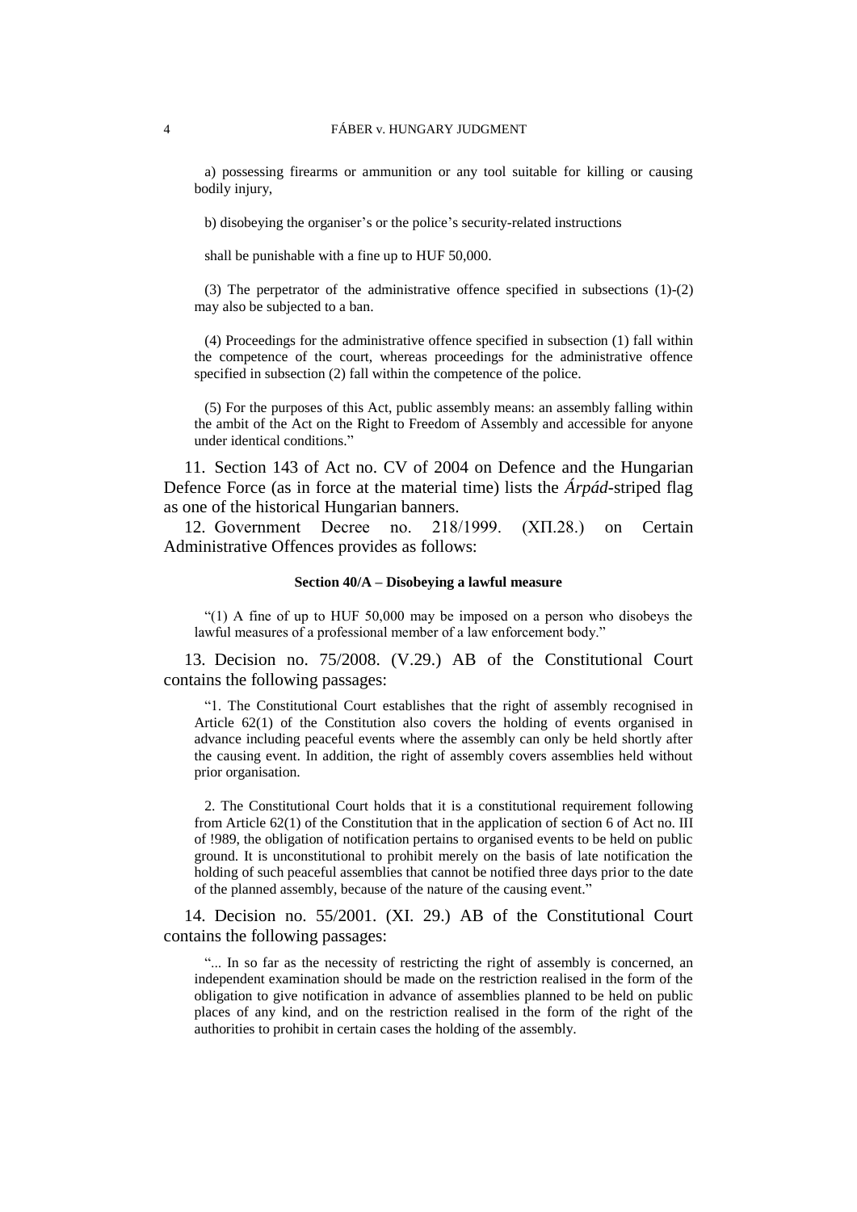a) possessing firearms or ammunition or any tool suitable for killing or causing bodily injury,

b) disobeying the organiser's or the police's security-related instructions

shall be punishable with a fine up to HUF 50,000.

(3) The perpetrator of the administrative offence specified in subsections (1)-(2) may also be subjected to a ban.

(4) Proceedings for the administrative offence specified in subsection (1) fall within the competence of the court, whereas proceedings for the administrative offence specified in subsection (2) fall within the competence of the police.

(5) For the purposes of this Act, public assembly means: an assembly falling within the ambit of the Act on the Right to Freedom of Assembly and accessible for anyone under identical conditions."

11. Section 143 of Act no. CV of 2004 on Defence and the Hungarian Defence Force (as in force at the material time) lists the *Árpád*-striped flag as one of the historical Hungarian banners.

12. Government Decree no. 218/1999. (XII.28.) on Certain Administrative Offences provides as follows:

**Section 40/A – Disobeying a lawful measure**

"(1) A fine of up to HUF 50,000 may be imposed on a person who disobeys the lawful measures of a professional member of a law enforcement body."

13. Decision no. 75/2008. (V.29.) AB of the Constitutional Court contains the following passages:

"1. The Constitutional Court establishes that the right of assembly recognised in Article 62(1) of the Constitution also covers the holding of events organised in advance including peaceful events where the assembly can only be held shortly after the causing event. In addition, the right of assembly covers assemblies held without prior organisation.

2. The Constitutional Court holds that it is a constitutional requirement following from Article 62(1) of the Constitution that in the application of section 6 of Act no. III of !989, the obligation of notification pertains to organised events to be held on public ground. It is unconstitutional to prohibit merely on the basis of late notification the holding of such peaceful assemblies that cannot be notified three days prior to the date of the planned assembly, because of the nature of the causing event."

14. Decision no. 55/2001. (XI. 29.) AB of the Constitutional Court contains the following passages:

"... In so far as the necessity of restricting the right of assembly is concerned, an independent examination should be made on the restriction realised in the form of the obligation to give notification in advance of assemblies planned to be held on public places of any kind, and on the restriction realised in the form of the right of the authorities to prohibit in certain cases the holding of the assembly.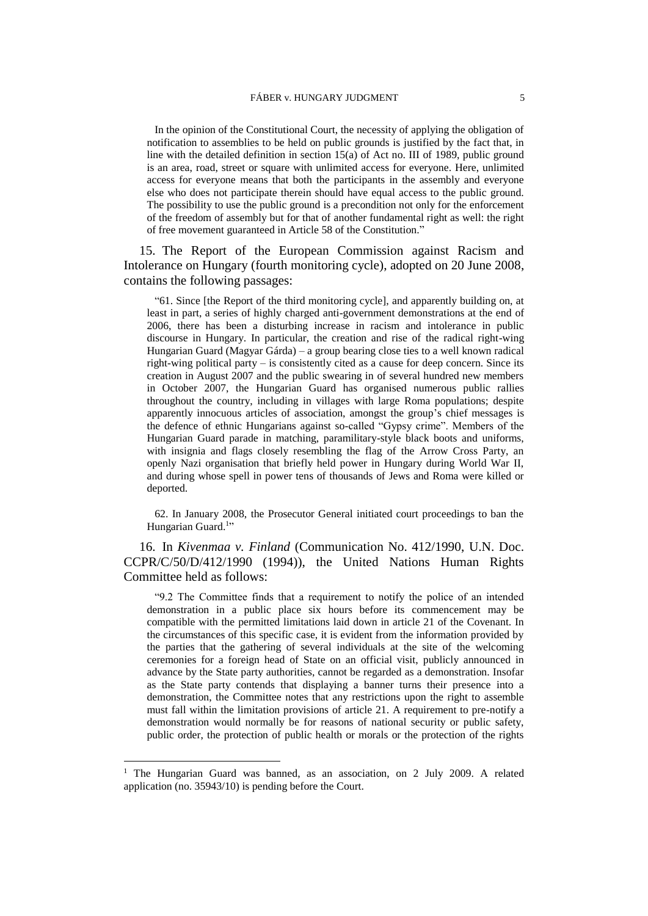In the opinion of the Constitutional Court, the necessity of applying the obligation of notification to assemblies to be held on public grounds is justified by the fact that, in line with the detailed definition in section 15(a) of Act no. III of 1989, public ground is an area, road, street or square with unlimited access for everyone. Here, unlimited access for everyone means that both the participants in the assembly and everyone else who does not participate therein should have equal access to the public ground. The possibility to use the public ground is a precondition not only for the enforcement of the freedom of assembly but for that of another fundamental right as well: the right of free movement guaranteed in Article 58 of the Constitution."

15. The Report of the European Commission against Racism and Intolerance on Hungary (fourth monitoring cycle), adopted on 20 June 2008, contains the following passages:

> "61. Since [the Report of the third monitoring cycle], and apparently building on, at least in part, a series of highly charged anti-government demonstrations at the end of 2006, there has been a disturbing increase in racism and intolerance in public discourse in Hungary. In particular, the creation and rise of the radical right-wing Hungarian Guard (Magyar Gárda) – a group bearing close ties to a well known radical right-wing political party – is consistently cited as a cause for deep concern. Since its creation in August 2007 and the public swearing in of several hundred new members in October 2007, the Hungarian Guard has organised numerous public rallies throughout the country, including in villages with large Roma populations; despite apparently innocuous articles of association, amongst the group's chief messages is the defence of ethnic Hungarians against so-called "Gypsy crime". Members of the Hungarian Guard parade in matching, paramilitary-style black boots and uniforms, with insignia and flags closely resembling the flag of the Arrow Cross Party, an openly Nazi organisation that briefly held power in Hungary during World War II, and during whose spell in power tens of thousands of Jews and Roma were killed or deported.
>
> 62. In January 2008, the Prosecutor General initiated court proceedings to ban the Hungarian Guard.[1]"

16. In *Kivenmaa v. Finland* (Communication No. 412/1990, U.N. Doc. CCPR/C/50/D/412/1990 (1994)), the United Nations Human Rights Committee held as follows:

> "9.2 The Committee finds that a requirement to notify the police of an intended demonstration in a public place six hours before its commencement may be compatible with the permitted limitations laid down in article 21 of the Covenant. In the circumstances of this specific case, it is evident from the information provided by the parties that the gathering of several individuals at the site of the welcoming ceremonies for a foreign head of State on an official visit, publicly announced in advance by the State party authorities, cannot be regarded as a demonstration. Insofar as the State party contends that displaying a banner turns their presence into a demonstration, the Committee notes that any restrictions upon the right to assemble must fall within the limitation provisions of article 21. A requirement to pre-notify a demonstration would normally be for reasons of national security or public safety, public order, the protection of public health or morals or the protection of the rights

---

[1] The Hungarian Guard was banned, as an association, on 2 July 2009. A related application (no. 35943/10) is pending before the Court.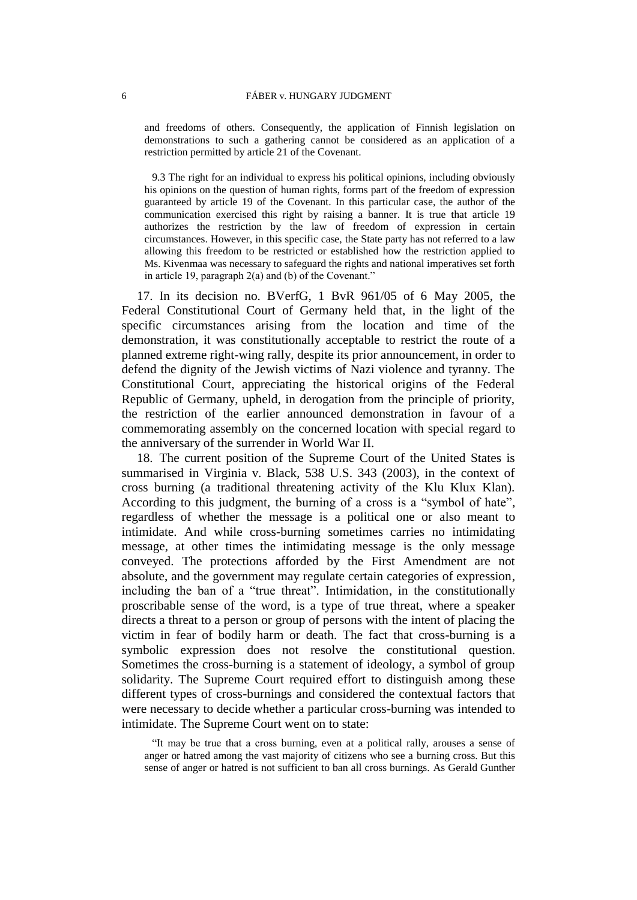and freedoms of others. Consequently, the application of Finnish legislation on demonstrations to such a gathering cannot be considered as an application of a restriction permitted by article 21 of the Covenant.

9.3 The right for an individual to express his political opinions, including obviously his opinions on the question of human rights, forms part of the freedom of expression guaranteed by article 19 of the Covenant. In this particular case, the author of the communication exercised this right by raising a banner. It is true that article 19 authorizes the restriction by the law of freedom of expression in certain circumstances. However, in this specific case, the State party has not referred to a law allowing this freedom to be restricted or established how the restriction applied to Ms. Kivenmaa was necessary to safeguard the rights and national imperatives set forth in article 19, paragraph 2(a) and (b) of the Covenant."

17. In its decision no. BVerfG, 1 BvR 961/05 of 6 May 2005, the Federal Constitutional Court of Germany held that, in the light of the specific circumstances arising from the location and time of the demonstration, it was constitutionally acceptable to restrict the route of a planned extreme right-wing rally, despite its prior announcement, in order to defend the dignity of the Jewish victims of Nazi violence and tyranny. The Constitutional Court, appreciating the historical origins of the Federal Republic of Germany, upheld, in derogation from the principle of priority, the restriction of the earlier announced demonstration in favour of a commemorating assembly on the concerned location with special regard to the anniversary of the surrender in World War II.

18. The current position of the Supreme Court of the United States is summarised in Virginia v. Black, 538 U.S. 343 (2003), in the context of cross burning (a traditional threatening activity of the Klu Klux Klan). According to this judgment, the burning of a cross is a "symbol of hate", regardless of whether the message is a political one or also meant to intimidate. And while cross-burning sometimes carries no intimidating message, at other times the intimidating message is the only message conveyed. The protections afforded by the First Amendment are not absolute, and the government may regulate certain categories of expression, including the ban of a "true threat". Intimidation, in the constitutionally proscribable sense of the word, is a type of true threat, where a speaker directs a threat to a person or group of persons with the intent of placing the victim in fear of bodily harm or death. The fact that cross-burning is a symbolic expression does not resolve the constitutional question. Sometimes the cross-burning is a statement of ideology, a symbol of group solidarity. The Supreme Court required effort to distinguish among these different types of cross-burnings and considered the contextual factors that were necessary to decide whether a particular cross-burning was intended to intimidate. The Supreme Court went on to state:

"It may be true that a cross burning, even at a political rally, arouses a sense of anger or hatred among the vast majority of citizens who see a burning cross. But this sense of anger or hatred is not sufficient to ban all cross burnings. As Gerald Gunther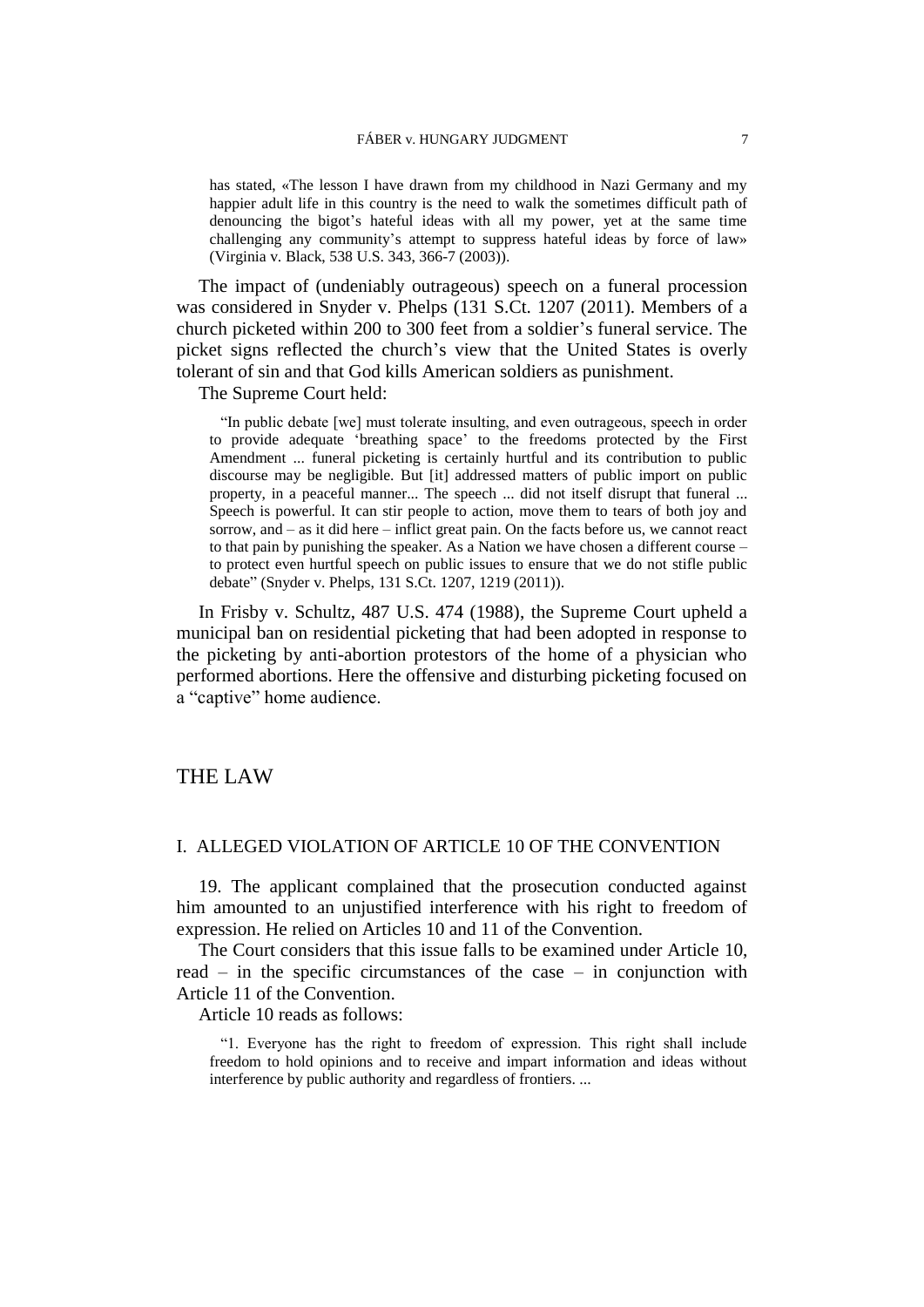> has stated, «The lesson I have drawn from my childhood in Nazi Germany and my happier adult life in this country is the need to walk the sometimes difficult path of denouncing the bigot's hateful ideas with all my power, yet at the same time challenging any community's attempt to suppress hateful ideas by force of law» (Virginia v. Black, 538 U.S. 343, 366-7 (2003)).

The impact of (undeniably outrageous) speech on a funeral procession was considered in Snyder v. Phelps (131 S.Ct. 1207 (2011). Members of a church picketed within 200 to 300 feet from a soldier's funeral service. The picket signs reflected the church's view that the United States is overly tolerant of sin and that God kills American soldiers as punishment.

The Supreme Court held:

> "In public debate [we] must tolerate insulting, and even outrageous, speech in order to provide adequate 'breathing space' to the freedoms protected by the First Amendment ... funeral picketing is certainly hurtful and its contribution to public discourse may be negligible. But [it] addressed matters of public import on public property, in a peaceful manner... The speech ... did not itself disrupt that funeral ... Speech is powerful. It can stir people to action, move them to tears of both joy and sorrow, and – as it did here – inflict great pain. On the facts before us, we cannot react to that pain by punishing the speaker. As a Nation we have chosen a different course – to protect even hurtful speech on public issues to ensure that we do not stifle public debate" (Snyder v. Phelps, 131 S.Ct. 1207, 1219 (2011)).

In Frisby v. Schultz, 487 U.S. 474 (1988), the Supreme Court upheld a municipal ban on residential picketing that had been adopted in response to the picketing by anti-abortion protestors of the home of a physician who performed abortions. Here the offensive and disturbing picketing focused on a "captive" home audience.

# THE LAW

## I. ALLEGED VIOLATION OF ARTICLE 10 OF THE CONVENTION

19. The applicant complained that the prosecution conducted against him amounted to an unjustified interference with his right to freedom of expression. He relied on Articles 10 and 11 of the Convention.

The Court considers that this issue falls to be examined under Article 10, read – in the specific circumstances of the case – in conjunction with Article 11 of the Convention.

Article 10 reads as follows:

> "1. Everyone has the right to freedom of expression. This right shall include freedom to hold opinions and to receive and impart information and ideas without interference by public authority and regardless of frontiers. ...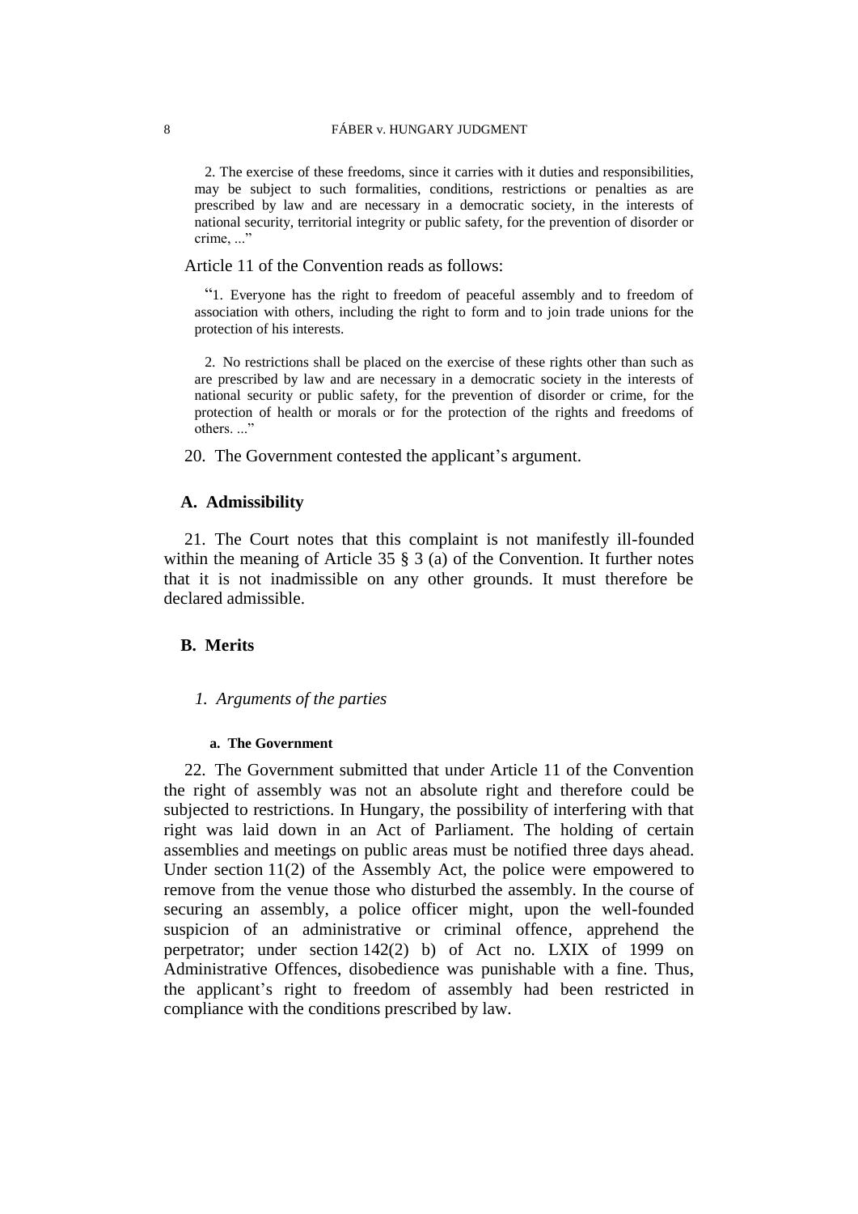> 2. The exercise of these freedoms, since it carries with it duties and responsibilities, may be subject to such formalities, conditions, restrictions or penalties as are prescribed by law and are necessary in a democratic society, in the interests of national security, territorial integrity or public safety, for the prevention of disorder or crime, ...”

Article 11 of the Convention reads as follows:

> “1. Everyone has the right to freedom of peaceful assembly and to freedom of association with others, including the right to form and to join trade unions for the protection of his interests.
>
> 2. No restrictions shall be placed on the exercise of these rights other than such as are prescribed by law and are necessary in a democratic society in the interests of national security or public safety, for the prevention of disorder or crime, for the protection of health or morals or for the protection of the rights and freedoms of others. ...”

20. The Government contested the applicant’s argument.

### A. Admissibility

21. The Court notes that this complaint is not manifestly ill-founded within the meaning of Article 35 § 3 (a) of the Convention. It further notes that it is not inadmissible on any other grounds. It must therefore be declared admissible.

### B. Merits

#### *1. Arguments of the parties*

##### a. The Government

22. The Government submitted that under Article 11 of the Convention the right of assembly was not an absolute right and therefore could be subjected to restrictions. In Hungary, the possibility of interfering with that right was laid down in an Act of Parliament. The holding of certain assemblies and meetings on public areas must be notified three days ahead. Under section 11(2) of the Assembly Act, the police were empowered to remove from the venue those who disturbed the assembly. In the course of securing an assembly, a police officer might, upon the well-founded suspicion of an administrative or criminal offence, apprehend the perpetrator; under section 142(2) b) of Act no. LXIX of 1999 on Administrative Offences, disobedience was punishable with a fine. Thus, the applicant’s right to freedom of assembly had been restricted in compliance with the conditions prescribed by law.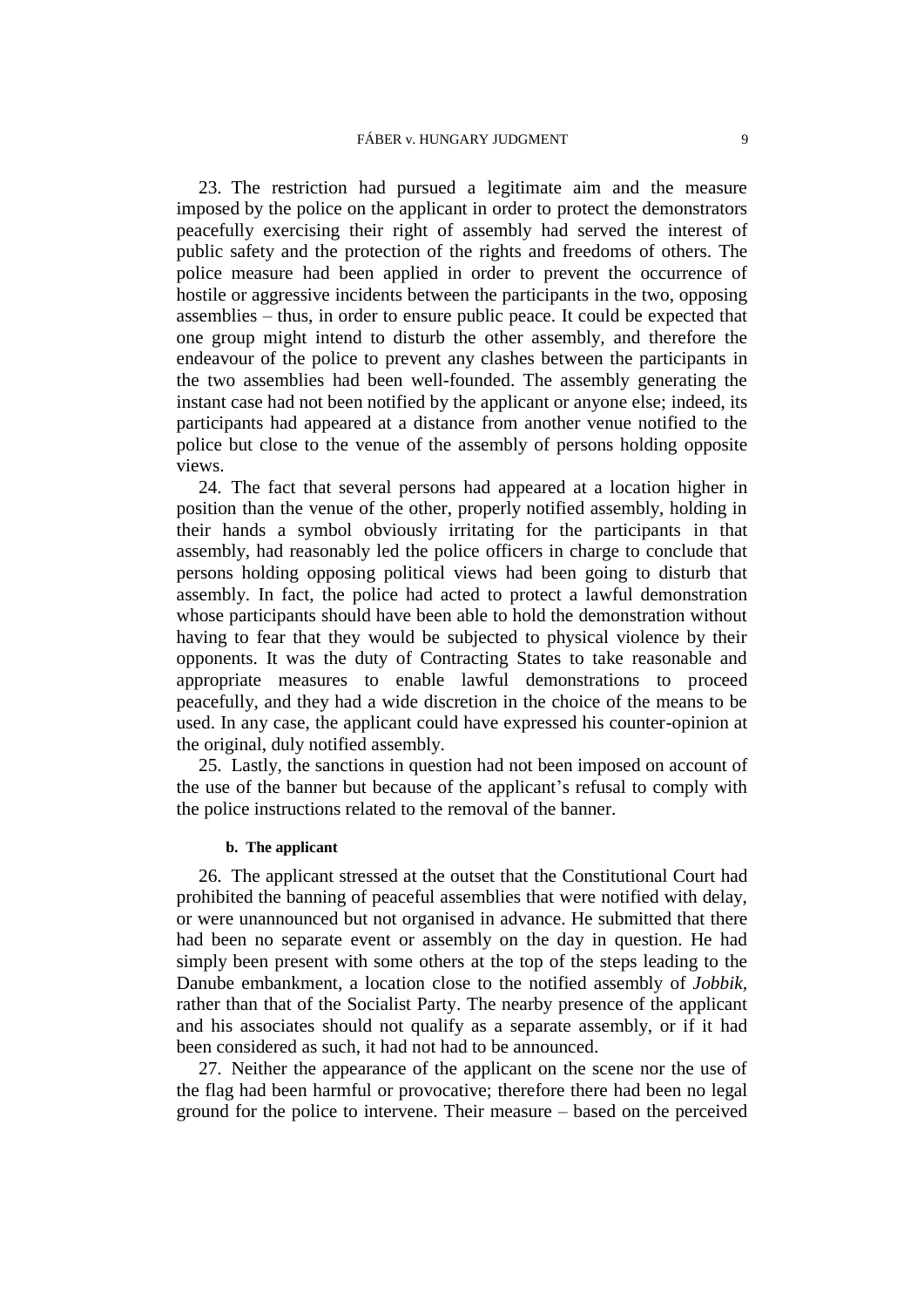23. The restriction had pursued a legitimate aim and the measure imposed by the police on the applicant in order to protect the demonstrators peacefully exercising their right of assembly had served the interest of public safety and the protection of the rights and freedoms of others. The police measure had been applied in order to prevent the occurrence of hostile or aggressive incidents between the participants in the two, opposing assemblies – thus, in order to ensure public peace. It could be expected that one group might intend to disturb the other assembly, and therefore the endeavour of the police to prevent any clashes between the participants in the two assemblies had been well-founded. The assembly generating the instant case had not been notified by the applicant or anyone else; indeed, its participants had appeared at a distance from another venue notified to the police but close to the venue of the assembly of persons holding opposite views.

24. The fact that several persons had appeared at a location higher in position than the venue of the other, properly notified assembly, holding in their hands a symbol obviously irritating for the participants in that assembly, had reasonably led the police officers in charge to conclude that persons holding opposing political views had been going to disturb that assembly. In fact, the police had acted to protect a lawful demonstration whose participants should have been able to hold the demonstration without having to fear that they would be subjected to physical violence by their opponents. It was the duty of Contracting States to take reasonable and appropriate measures to enable lawful demonstrations to proceed peacefully, and they had a wide discretion in the choice of the means to be used. In any case, the applicant could have expressed his counter-opinion at the original, duly notified assembly.

25. Lastly, the sanctions in question had not been imposed on account of the use of the banner but because of the applicant's refusal to comply with the police instructions related to the removal of the banner.

#### b. The applicant

26. The applicant stressed at the outset that the Constitutional Court had prohibited the banning of peaceful assemblies that were notified with delay, or were unannounced but not organised in advance. He submitted that there had been no separate event or assembly on the day in question. He had simply been present with some others at the top of the steps leading to the Danube embankment, a location close to the notified assembly of *Jobbik*, rather than that of the Socialist Party. The nearby presence of the applicant and his associates should not qualify as a separate assembly, or if it had been considered as such, it had not had to be announced.

27. Neither the appearance of the applicant on the scene nor the use of the flag had been harmful or provocative; therefore there had been no legal ground for the police to intervene. Their measure – based on the perceived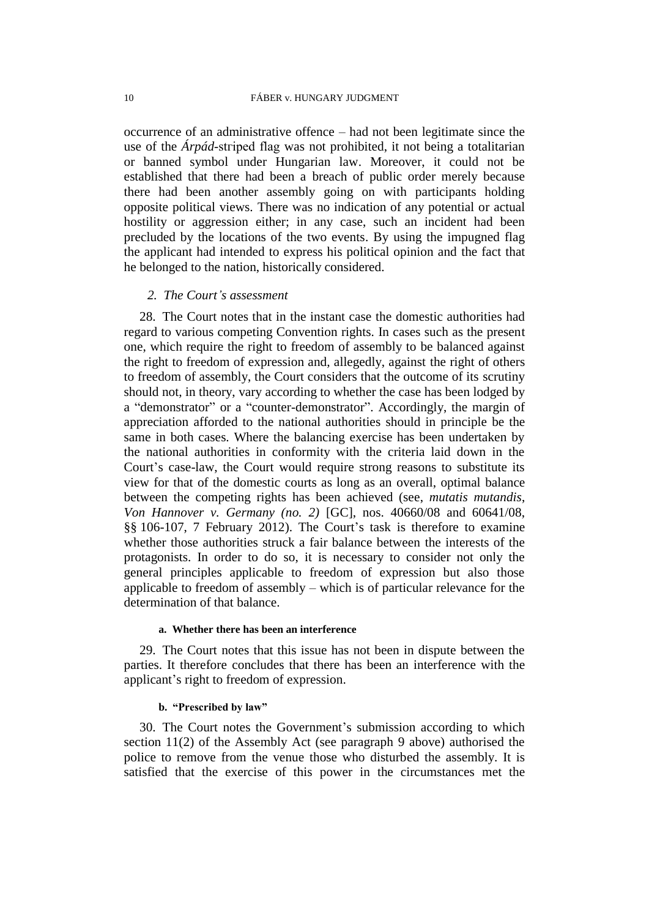occurrence of an administrative offence – had not been legitimate since the use of the *Árpád*-striped flag was not prohibited, it not being a totalitarian or banned symbol under Hungarian law. Moreover, it could not be established that there had been a breach of public order merely because there had been another assembly going on with participants holding opposite political views. There was no indication of any potential or actual hostility or aggression either; in any case, such an incident had been precluded by the locations of the two events. By using the impugned flag the applicant had intended to express his political opinion and the fact that he belonged to the nation, historically considered.

### *2. The Court's assessment*

28. The Court notes that in the instant case the domestic authorities had regard to various competing Convention rights. In cases such as the present one, which require the right to freedom of assembly to be balanced against the right to freedom of expression and, allegedly, against the right of others to freedom of assembly, the Court considers that the outcome of its scrutiny should not, in theory, vary according to whether the case has been lodged by a "demonstrator" or a "counter-demonstrator". Accordingly, the margin of appreciation afforded to the national authorities should in principle be the same in both cases. Where the balancing exercise has been undertaken by the national authorities in conformity with the criteria laid down in the Court's case-law, the Court would require strong reasons to substitute its view for that of the domestic courts as long as an overall, optimal balance between the competing rights has been achieved (see, *mutatis mutandis*, *Von Hannover v. Germany (no. 2)* [GC], nos. 40660/08 and 60641/08, §§ 106-107, 7 February 2012). The Court's task is therefore to examine whether those authorities struck a fair balance between the interests of the protagonists. In order to do so, it is necessary to consider not only the general principles applicable to freedom of expression but also those applicable to freedom of assembly – which is of particular relevance for the determination of that balance.

#### a. Whether there has been an interference

29. The Court notes that this issue has not been in dispute between the parties. It therefore concludes that there has been an interference with the applicant's right to freedom of expression.

#### b. "Prescribed by law"

30. The Court notes the Government's submission according to which section 11(2) of the Assembly Act (see paragraph 9 above) authorised the police to remove from the venue those who disturbed the assembly. It is satisfied that the exercise of this power in the circumstances met the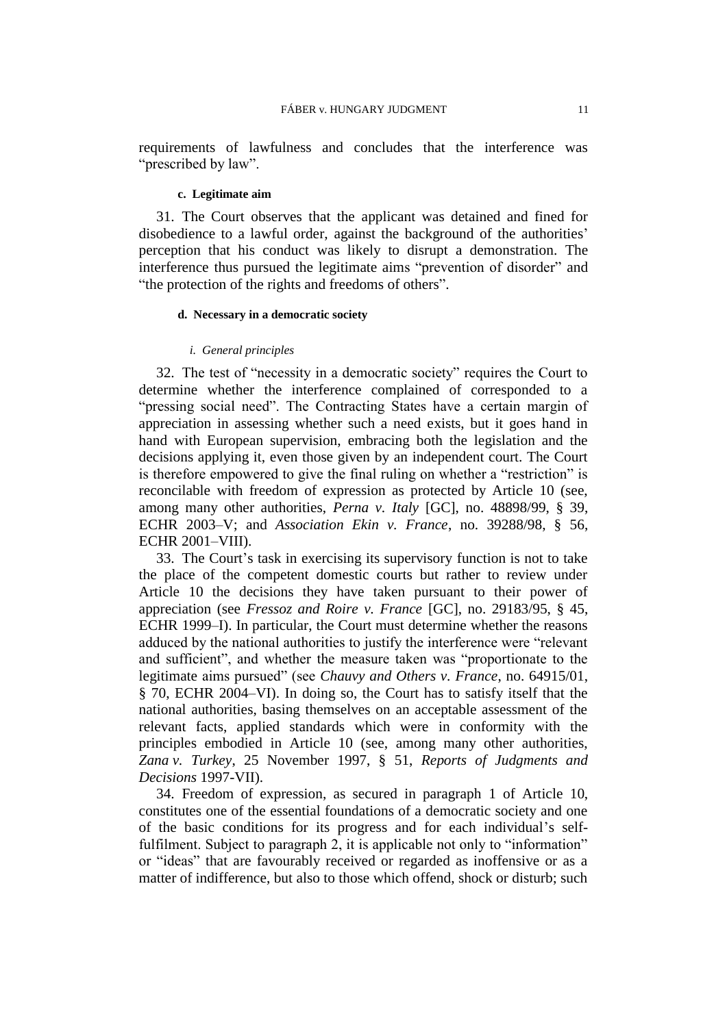requirements of lawfulness and concludes that the interference was "prescribed by law".

#### c. Legitimate aim

31. The Court observes that the applicant was detained and fined for disobedience to a lawful order, against the background of the authorities' perception that his conduct was likely to disrupt a demonstration. The interference thus pursued the legitimate aims "prevention of disorder" and "the protection of the rights and freedoms of others".

#### d. Necessary in a democratic society

##### *i. General principles*

32. The test of "necessity in a democratic society" requires the Court to determine whether the interference complained of corresponded to a "pressing social need". The Contracting States have a certain margin of appreciation in assessing whether such a need exists, but it goes hand in hand with European supervision, embracing both the legislation and the decisions applying it, even those given by an independent court. The Court is therefore empowered to give the final ruling on whether a "restriction" is reconcilable with freedom of expression as protected by Article 10 (see, among many other authorities, *Perna v. Italy* [GC], no. 48898/99, § 39, ECHR 2003–V; and *Association Ekin v. France*, no. 39288/98, § 56, ECHR 2001–VIII).

33. The Court's task in exercising its supervisory function is not to take the place of the competent domestic courts but rather to review under Article 10 the decisions they have taken pursuant to their power of appreciation (see *Fressoz and Roire v. France* [GC], no. 29183/95, § 45, ECHR 1999–I). In particular, the Court must determine whether the reasons adduced by the national authorities to justify the interference were "relevant and sufficient", and whether the measure taken was "proportionate to the legitimate aims pursued" (see *Chauvy and Others v. France*, no. 64915/01, § 70, ECHR 2004–VI). In doing so, the Court has to satisfy itself that the national authorities, basing themselves on an acceptable assessment of the relevant facts, applied standards which were in conformity with the principles embodied in Article 10 (see, among many other authorities, *Zana v. Turkey*, 25 November 1997, § 51, *Reports of Judgments and Decisions* 1997-VII).

34. Freedom of expression, as secured in paragraph 1 of Article 10, constitutes one of the essential foundations of a democratic society and one of the basic conditions for its progress and for each individual's self-fulfilment. Subject to paragraph 2, it is applicable not only to "information" or "ideas" that are favourably received or regarded as inoffensive or as a matter of indifference, but also to those which offend, shock or disturb; such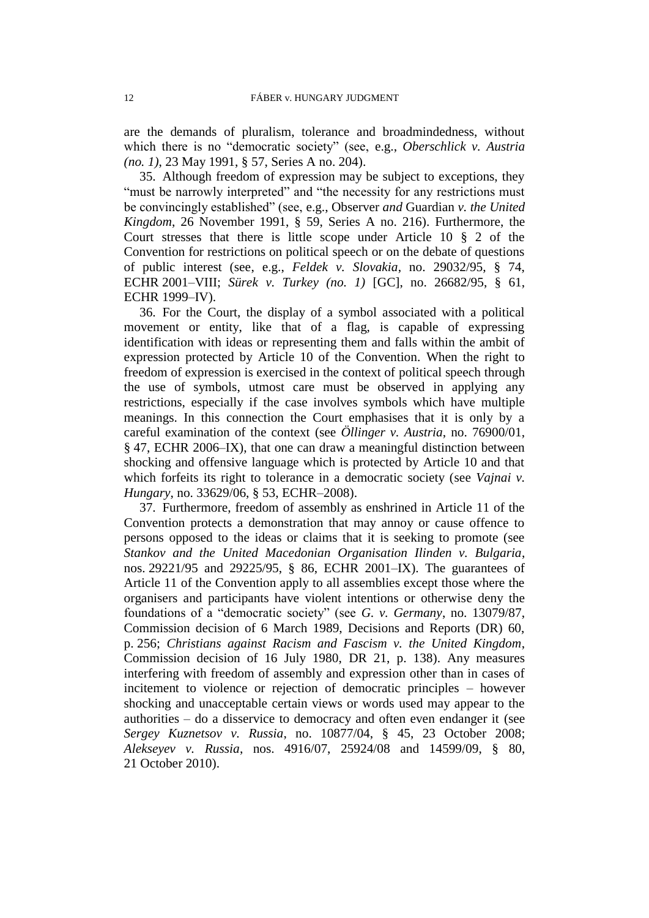are the demands of pluralism, tolerance and broadmindedness, without which there is no "democratic society" (see, e.g., *Oberschlick v. Austria (no. 1)*, 23 May 1991, § 57, Series A no. 204).

35. Although freedom of expression may be subject to exceptions, they "must be narrowly interpreted" and "the necessity for any restrictions must be convincingly established" (see, e.g., Observer *and* Guardian *v. the United Kingdom*, 26 November 1991, § 59, Series A no. 216). Furthermore, the Court stresses that there is little scope under Article 10 § 2 of the Convention for restrictions on political speech or on the debate of questions of public interest (see, e.g., *Feldek v. Slovakia*, no. 29032/95, § 74, ECHR 2001–VIII; *Sürek v. Turkey (no. 1)* [GC], no. 26682/95, § 61, ECHR 1999–IV).

36. For the Court, the display of a symbol associated with a political movement or entity, like that of a flag, is capable of expressing identification with ideas or representing them and falls within the ambit of expression protected by Article 10 of the Convention. When the right to freedom of expression is exercised in the context of political speech through the use of symbols, utmost care must be observed in applying any restrictions, especially if the case involves symbols which have multiple meanings. In this connection the Court emphasises that it is only by a careful examination of the context (see *Öllinger v. Austria*, no. 76900/01, § 47, ECHR 2006–IX), that one can draw a meaningful distinction between shocking and offensive language which is protected by Article 10 and that which forfeits its right to tolerance in a democratic society (see *Vajnai v. Hungary*, no. 33629/06, § 53, ECHR–2008).

37. Furthermore, freedom of assembly as enshrined in Article 11 of the Convention protects a demonstration that may annoy or cause offence to persons opposed to the ideas or claims that it is seeking to promote (see *Stankov and the United Macedonian Organisation Ilinden v. Bulgaria*, nos. 29221/95 and 29225/95, § 86, ECHR 2001–IX). The guarantees of Article 11 of the Convention apply to all assemblies except those where the organisers and participants have violent intentions or otherwise deny the foundations of a "democratic society" (see *G. v. Germany*, no. 13079/87, Commission decision of 6 March 1989, Decisions and Reports (DR) 60, p. 256; *Christians against Racism and Fascism v. the United Kingdom*, Commission decision of 16 July 1980, DR 21, p. 138). Any measures interfering with freedom of assembly and expression other than in cases of incitement to violence or rejection of democratic principles – however shocking and unacceptable certain views or words used may appear to the authorities – do a disservice to democracy and often even endanger it (see *Sergey Kuznetsov v. Russia*, no. 10877/04, § 45, 23 October 2008; *Alekseyev v. Russia*, nos. 4916/07, 25924/08 and 14599/09, § 80, 21 October 2010).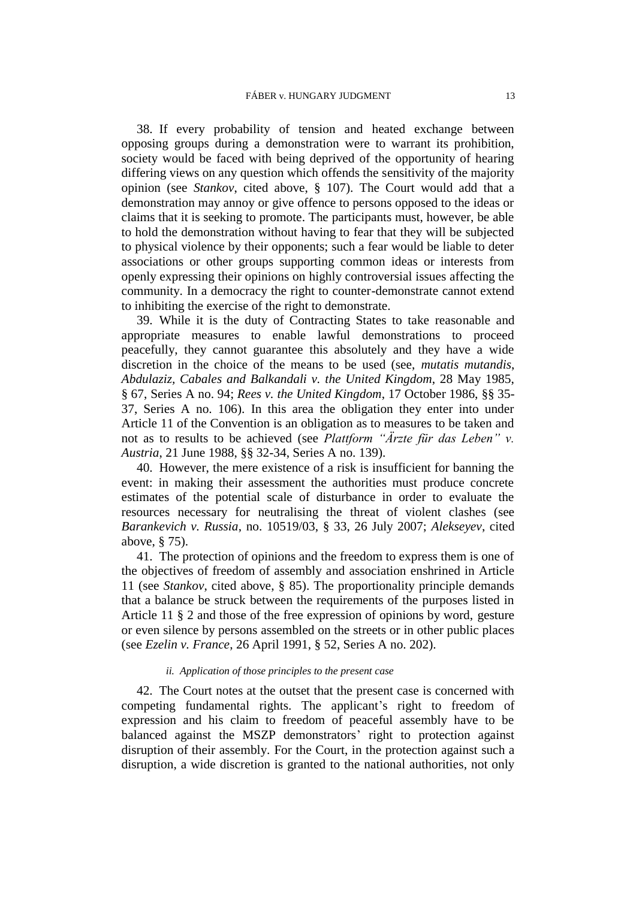38. If every probability of tension and heated exchange between opposing groups during a demonstration were to warrant its prohibition, society would be faced with being deprived of the opportunity of hearing differing views on any question which offends the sensitivity of the majority opinion (see *Stankov*, cited above, § 107). The Court would add that a demonstration may annoy or give offence to persons opposed to the ideas or claims that it is seeking to promote. The participants must, however, be able to hold the demonstration without having to fear that they will be subjected to physical violence by their opponents; such a fear would be liable to deter associations or other groups supporting common ideas or interests from openly expressing their opinions on highly controversial issues affecting the community. In a democracy the right to counter-demonstrate cannot extend to inhibiting the exercise of the right to demonstrate.

39. While it is the duty of Contracting States to take reasonable and appropriate measures to enable lawful demonstrations to proceed peacefully, they cannot guarantee this absolutely and they have a wide discretion in the choice of the means to be used (see, *mutatis mutandis*, *Abdulaziz, Cabales and Balkandali v. the United Kingdom*, 28 May 1985, § 67, Series A no. 94; *Rees v. the United Kingdom*, 17 October 1986, §§ 35-37, Series A no. 106). In this area the obligation they enter into under Article 11 of the Convention is an obligation as to measures to be taken and not as to results to be achieved (see *Plattform "Ärzte für das Leben" v. Austria*, 21 June 1988, §§ 32-34, Series A no. 139).

40. However, the mere existence of a risk is insufficient for banning the event: in making their assessment the authorities must produce concrete estimates of the potential scale of disturbance in order to evaluate the resources necessary for neutralising the threat of violent clashes (see *Barankevich v. Russia*, no. 10519/03, § 33, 26 July 2007; *Alekseyev*, cited above, § 75).

41. The protection of opinions and the freedom to express them is one of the objectives of freedom of assembly and association enshrined in Article 11 (see *Stankov*, cited above, § 85). The proportionality principle demands that a balance be struck between the requirements of the purposes listed in Article 11 § 2 and those of the free expression of opinions by word, gesture or even silence by persons assembled on the streets or in other public places (see *Ezelin v. France*, 26 April 1991, § 52, Series A no. 202).

#### *ii. Application of those principles to the present case*

42. The Court notes at the outset that the present case is concerned with competing fundamental rights. The applicant's right to freedom of expression and his claim to freedom of peaceful assembly have to be balanced against the MSZP demonstrators' right to protection against disruption of their assembly. For the Court, in the protection against such a disruption, a wide discretion is granted to the national authorities, not only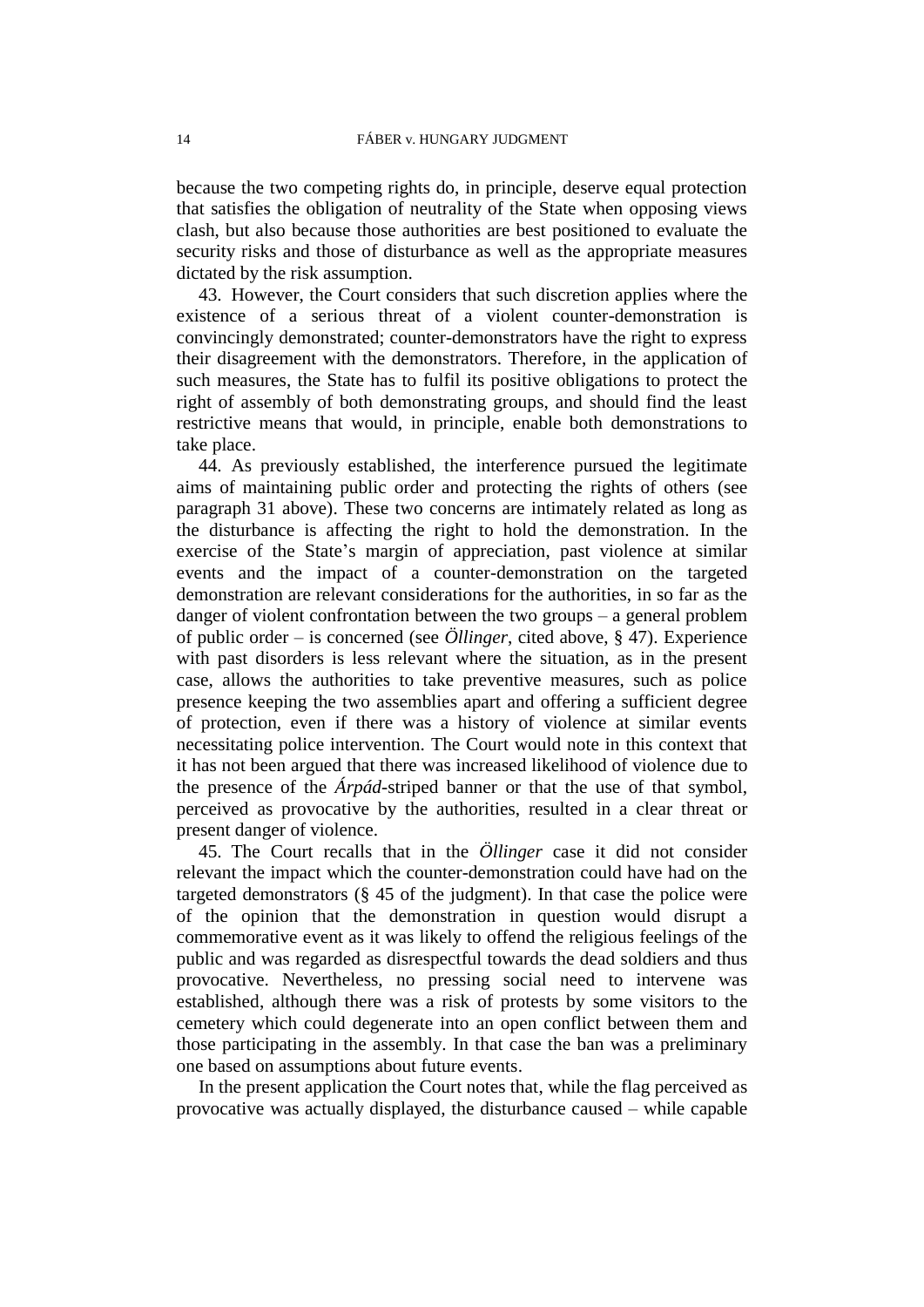because the two competing rights do, in principle, deserve equal protection that satisfies the obligation of neutrality of the State when opposing views clash, but also because those authorities are best positioned to evaluate the security risks and those of disturbance as well as the appropriate measures dictated by the risk assumption.

43. However, the Court considers that such discretion applies where the existence of a serious threat of a violent counter-demonstration is convincingly demonstrated; counter-demonstrators have the right to express their disagreement with the demonstrators. Therefore, in the application of such measures, the State has to fulfil its positive obligations to protect the right of assembly of both demonstrating groups, and should find the least restrictive means that would, in principle, enable both demonstrations to take place.

44. As previously established, the interference pursued the legitimate aims of maintaining public order and protecting the rights of others (see paragraph 31 above). These two concerns are intimately related as long as the disturbance is affecting the right to hold the demonstration. In the exercise of the State's margin of appreciation, past violence at similar events and the impact of a counter-demonstration on the targeted demonstration are relevant considerations for the authorities, in so far as the danger of violent confrontation between the two groups – a general problem of public order – is concerned (see *Öllinger*, cited above, § 47). Experience with past disorders is less relevant where the situation, as in the present case, allows the authorities to take preventive measures, such as police presence keeping the two assemblies apart and offering a sufficient degree of protection, even if there was a history of violence at similar events necessitating police intervention. The Court would note in this context that it has not been argued that there was increased likelihood of violence due to the presence of the *Árpád*-striped banner or that the use of that symbol, perceived as provocative by the authorities, resulted in a clear threat or present danger of violence.

45. The Court recalls that in the *Öllinger* case it did not consider relevant the impact which the counter-demonstration could have had on the targeted demonstrators (§ 45 of the judgment). In that case the police were of the opinion that the demonstration in question would disrupt a commemorative event as it was likely to offend the religious feelings of the public and was regarded as disrespectful towards the dead soldiers and thus provocative. Nevertheless, no pressing social need to intervene was established, although there was a risk of protests by some visitors to the cemetery which could degenerate into an open conflict between them and those participating in the assembly. In that case the ban was a preliminary one based on assumptions about future events.

In the present application the Court notes that, while the flag perceived as provocative was actually displayed, the disturbance caused – while capable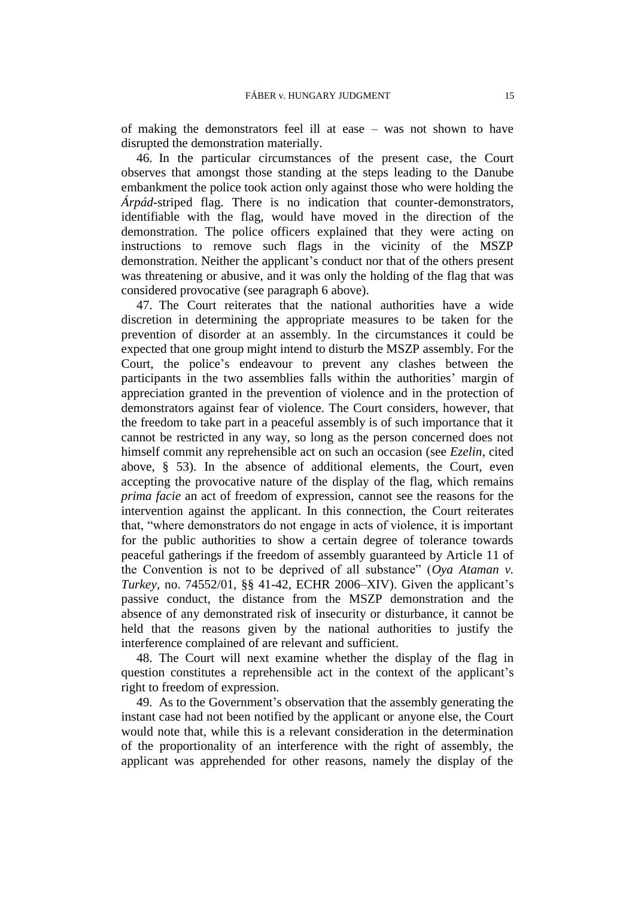of making the demonstrators feel ill at ease – was not shown to have disrupted the demonstration materially.

46. In the particular circumstances of the present case, the Court observes that amongst those standing at the steps leading to the Danube embankment the police took action only against those who were holding the *Árpád*-striped flag. There is no indication that counter-demonstrators, identifiable with the flag, would have moved in the direction of the demonstration. The police officers explained that they were acting on instructions to remove such flags in the vicinity of the MSZP demonstration. Neither the applicant's conduct nor that of the others present was threatening or abusive, and it was only the holding of the flag that was considered provocative (see paragraph 6 above).

47. The Court reiterates that the national authorities have a wide discretion in determining the appropriate measures to be taken for the prevention of disorder at an assembly. In the circumstances it could be expected that one group might intend to disturb the MSZP assembly. For the Court, the police's endeavour to prevent any clashes between the participants in the two assemblies falls within the authorities' margin of appreciation granted in the prevention of violence and in the protection of demonstrators against fear of violence. The Court considers, however, that the freedom to take part in a peaceful assembly is of such importance that it cannot be restricted in any way, so long as the person concerned does not himself commit any reprehensible act on such an occasion (see *Ezelin*, cited above, § 53). In the absence of additional elements, the Court, even accepting the provocative nature of the display of the flag, which remains *prima facie* an act of freedom of expression, cannot see the reasons for the intervention against the applicant. In this connection, the Court reiterates that, "where demonstrators do not engage in acts of violence, it is important for the public authorities to show a certain degree of tolerance towards peaceful gatherings if the freedom of assembly guaranteed by Article 11 of the Convention is not to be deprived of all substance" (*Oya Ataman v. Turkey*, no. 74552/01, §§ 41-42, ECHR 2006–XIV). Given the applicant's passive conduct, the distance from the MSZP demonstration and the absence of any demonstrated risk of insecurity or disturbance, it cannot be held that the reasons given by the national authorities to justify the interference complained of are relevant and sufficient.

48. The Court will next examine whether the display of the flag in question constitutes a reprehensible act in the context of the applicant's right to freedom of expression.

49. As to the Government's observation that the assembly generating the instant case had not been notified by the applicant or anyone else, the Court would note that, while this is a relevant consideration in the determination of the proportionality of an interference with the right of assembly, the applicant was apprehended for other reasons, namely the display of the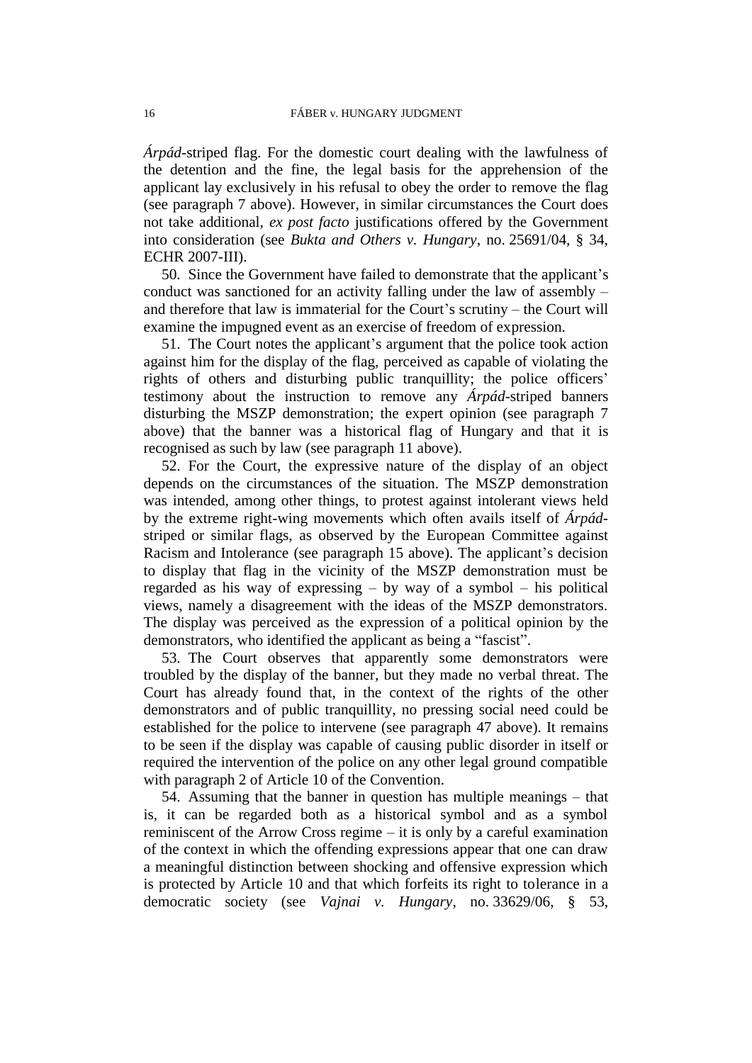*Árpád*-striped flag. For the domestic court dealing with the lawfulness of the detention and the fine, the legal basis for the apprehension of the applicant lay exclusively in his refusal to obey the order to remove the flag (see paragraph 7 above). However, in similar circumstances the Court does not take additional, *ex post facto* justifications offered by the Government into consideration (see *Bukta and Others v. Hungary*, no. 25691/04, § 34, ECHR 2007-III).

50. Since the Government have failed to demonstrate that the applicant's conduct was sanctioned for an activity falling under the law of assembly – and therefore that law is immaterial for the Court's scrutiny – the Court will examine the impugned event as an exercise of freedom of expression.

51. The Court notes the applicant's argument that the police took action against him for the display of the flag, perceived as capable of violating the rights of others and disturbing public tranquillity; the police officers' testimony about the instruction to remove any *Árpád*-striped banners disturbing the MSZP demonstration; the expert opinion (see paragraph 7 above) that the banner was a historical flag of Hungary and that it is recognised as such by law (see paragraph 11 above).

52. For the Court, the expressive nature of the display of an object depends on the circumstances of the situation. The MSZP demonstration was intended, among other things, to protest against intolerant views held by the extreme right-wing movements which often avails itself of *Árpád*-striped or similar flags, as observed by the European Committee against Racism and Intolerance (see paragraph 15 above). The applicant's decision to display that flag in the vicinity of the MSZP demonstration must be regarded as his way of expressing – by way of a symbol – his political views, namely a disagreement with the ideas of the MSZP demonstrators. The display was perceived as the expression of a political opinion by the demonstrators, who identified the applicant as being a "fascist".

53. The Court observes that apparently some demonstrators were troubled by the display of the banner, but they made no verbal threat. The Court has already found that, in the context of the rights of the other demonstrators and of public tranquillity, no pressing social need could be established for the police to intervene (see paragraph 47 above). It remains to be seen if the display was capable of causing public disorder in itself or required the intervention of the police on any other legal ground compatible with paragraph 2 of Article 10 of the Convention.

54. Assuming that the banner in question has multiple meanings – that is, it can be regarded both as a historical symbol and as a symbol reminiscent of the Arrow Cross regime – it is only by a careful examination of the context in which the offending expressions appear that one can draw a meaningful distinction between shocking and offensive expression which is protected by Article 10 and that which forfeits its right to tolerance in a democratic society (see *Vajnai v. Hungary*, no. 33629/06, § 53,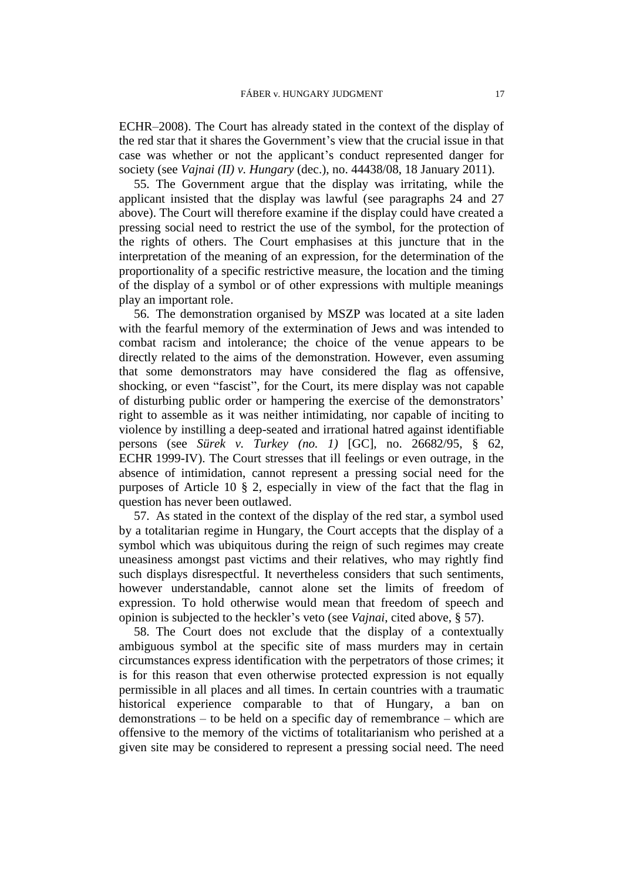ECHR–2008). The Court has already stated in the context of the display of the red star that it shares the Government's view that the crucial issue in that case was whether or not the applicant's conduct represented danger for society (see *Vajnai (II) v. Hungary* (dec.), no. 44438/08, 18 January 2011).

55. The Government argue that the display was irritating, while the applicant insisted that the display was lawful (see paragraphs 24 and 27 above). The Court will therefore examine if the display could have created a pressing social need to restrict the use of the symbol, for the protection of the rights of others. The Court emphasises at this juncture that in the interpretation of the meaning of an expression, for the determination of the proportionality of a specific restrictive measure, the location and the timing of the display of a symbol or of other expressions with multiple meanings play an important role.

56. The demonstration organised by MSZP was located at a site laden with the fearful memory of the extermination of Jews and was intended to combat racism and intolerance; the choice of the venue appears to be directly related to the aims of the demonstration. However, even assuming that some demonstrators may have considered the flag as offensive, shocking, or even "fascist", for the Court, its mere display was not capable of disturbing public order or hampering the exercise of the demonstrators' right to assemble as it was neither intimidating, nor capable of inciting to violence by instilling a deep-seated and irrational hatred against identifiable persons (see *Sürek v. Turkey (no. 1)* [GC], no. 26682/95, § 62, ECHR 1999-IV). The Court stresses that ill feelings or even outrage, in the absence of intimidation, cannot represent a pressing social need for the purposes of Article 10 § 2, especially in view of the fact that the flag in question has never been outlawed.

57. As stated in the context of the display of the red star, a symbol used by a totalitarian regime in Hungary, the Court accepts that the display of a symbol which was ubiquitous during the reign of such regimes may create uneasiness amongst past victims and their relatives, who may rightly find such displays disrespectful. It nevertheless considers that such sentiments, however understandable, cannot alone set the limits of freedom of expression. To hold otherwise would mean that freedom of speech and opinion is subjected to the heckler's veto (see *Vajnai*, cited above, § 57).

58. The Court does not exclude that the display of a contextually ambiguous symbol at the specific site of mass murders may in certain circumstances express identification with the perpetrators of those crimes; it is for this reason that even otherwise protected expression is not equally permissible in all places and all times. In certain countries with a traumatic historical experience comparable to that of Hungary, a ban on demonstrations – to be held on a specific day of remembrance – which are offensive to the memory of the victims of totalitarianism who perished at a given site may be considered to represent a pressing social need. The need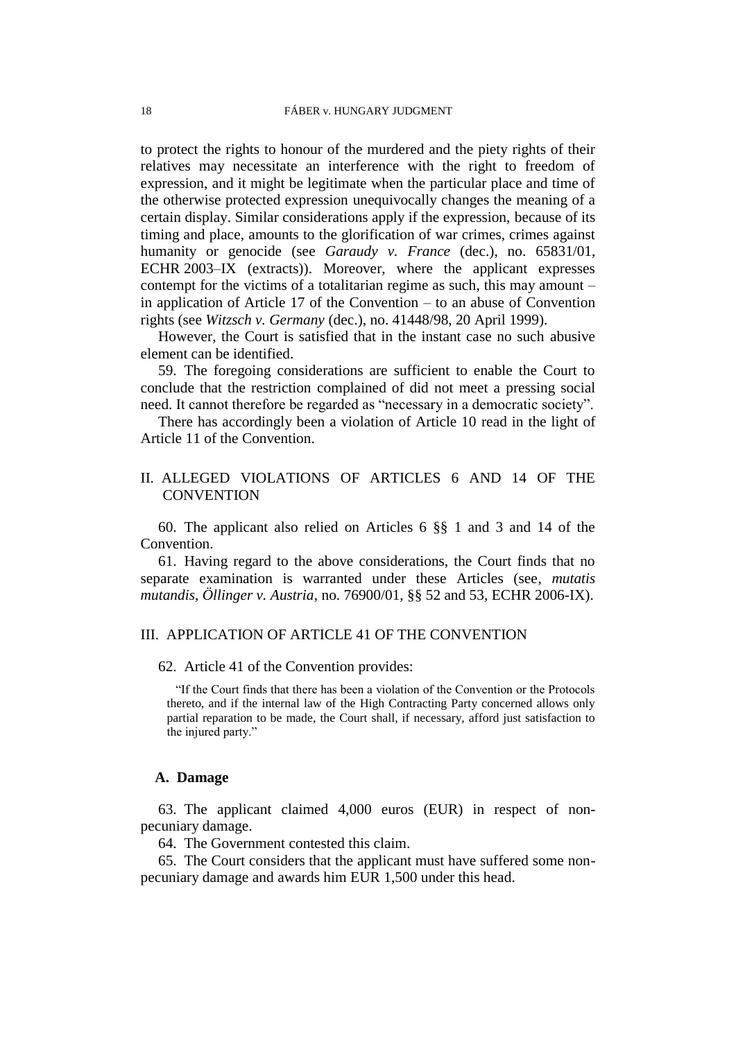to protect the rights to honour of the murdered and the piety rights of their relatives may necessitate an interference with the right to freedom of expression, and it might be legitimate when the particular place and time of the otherwise protected expression unequivocally changes the meaning of a certain display. Similar considerations apply if the expression, because of its timing and place, amounts to the glorification of war crimes, crimes against humanity or genocide (see *Garaudy v. France* (dec.), no. 65831/01, ECHR 2003–IX (extracts)). Moreover, where the applicant expresses contempt for the victims of a totalitarian regime as such, this may amount – in application of Article 17 of the Convention – to an abuse of Convention rights (see *Witzsch v. Germany* (dec.), no. 41448/98, 20 April 1999).

However, the Court is satisfied that in the instant case no such abusive element can be identified.

59. The foregoing considerations are sufficient to enable the Court to conclude that the restriction complained of did not meet a pressing social need. It cannot therefore be regarded as "necessary in a democratic society".

There has accordingly been a violation of Article 10 read in the light of Article 11 of the Convention.

## II. ALLEGED VIOLATIONS OF ARTICLES 6 AND 14 OF THE CONVENTION

60. The applicant also relied on Articles 6 §§ 1 and 3 and 14 of the Convention.

61. Having regard to the above considerations, the Court finds that no separate examination is warranted under these Articles (see, *mutatis mutandis*, *Öllinger v. Austria*, no. 76900/01, §§ 52 and 53, ECHR 2006-IX).

## III. APPLICATION OF ARTICLE 41 OF THE CONVENTION

62. Article 41 of the Convention provides:

> "If the Court finds that there has been a violation of the Convention or the Protocols thereto, and if the internal law of the High Contracting Party concerned allows only partial reparation to be made, the Court shall, if necessary, afford just satisfaction to the injured party."

### A. Damage

63. The applicant claimed 4,000 euros (EUR) in respect of non-pecuniary damage.

64. The Government contested this claim.

65. The Court considers that the applicant must have suffered some non-pecuniary damage and awards him EUR 1,500 under this head.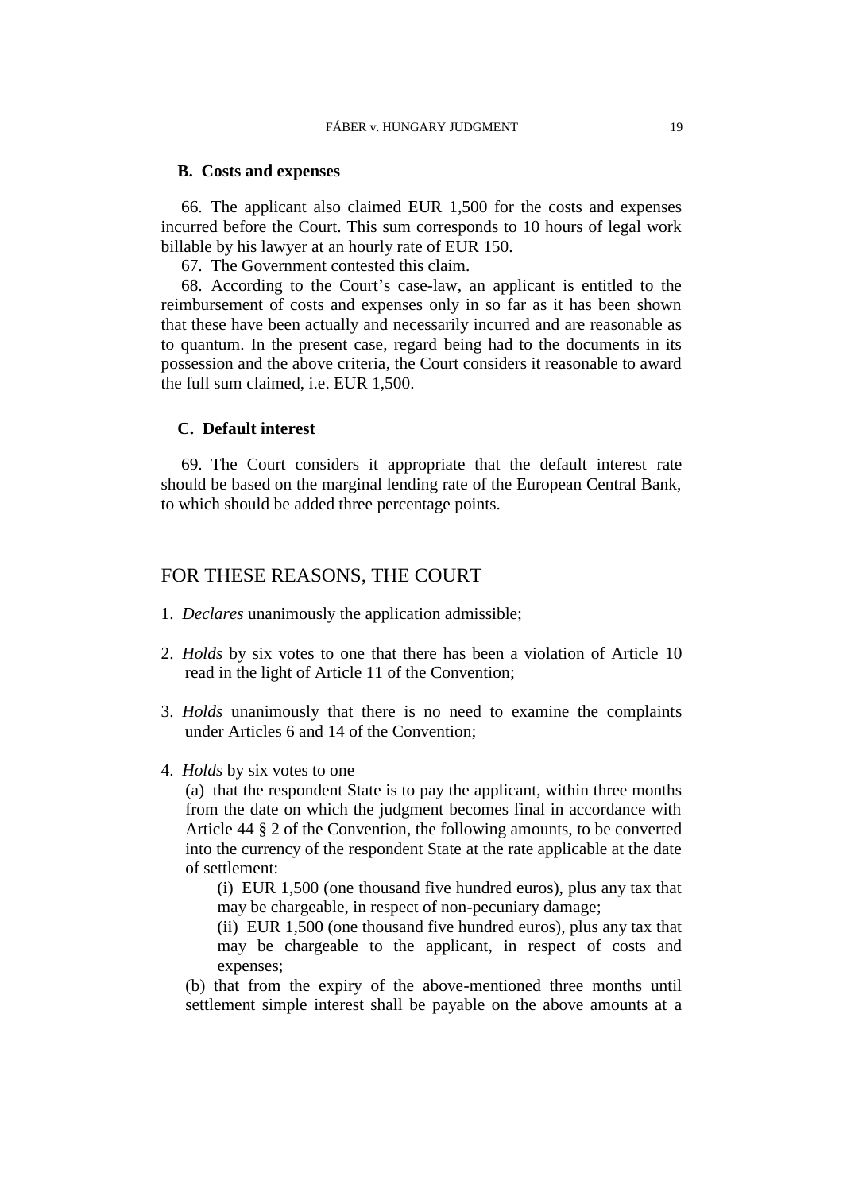### B. Costs and expenses

66. The applicant also claimed EUR 1,500 for the costs and expenses incurred before the Court. This sum corresponds to 10 hours of legal work billable by his lawyer at an hourly rate of EUR 150.

67. The Government contested this claim.

68. According to the Court's case-law, an applicant is entitled to the reimbursement of costs and expenses only in so far as it has been shown that these have been actually and necessarily incurred and are reasonable as to quantum. In the present case, regard being had to the documents in its possession and the above criteria, the Court considers it reasonable to award the full sum claimed, i.e. EUR 1,500.

### C. Default interest

69. The Court considers it appropriate that the default interest rate should be based on the marginal lending rate of the European Central Bank, to which should be added three percentage points.

## FOR THESE REASONS, THE COURT

1. *Declares* unanimously the application admissible;

2. *Holds* by six votes to one that there has been a violation of Article 10 read in the light of Article 11 of the Convention;

3. *Holds* unanimously that there is no need to examine the complaints under Articles 6 and 14 of the Convention;

4. *Holds* by six votes to one

   (a) that the respondent State is to pay the applicant, within three months from the date on which the judgment becomes final in accordance with Article 44 § 2 of the Convention, the following amounts, to be converted into the currency of the respondent State at the rate applicable at the date of settlement:

      (i) EUR 1,500 (one thousand five hundred euros), plus any tax that may be chargeable, in respect of non-pecuniary damage;

      (ii) EUR 1,500 (one thousand five hundred euros), plus any tax that may be chargeable to the applicant, in respect of costs and expenses;

   (b) that from the expiry of the above-mentioned three months until settlement simple interest shall be payable on the above amounts at a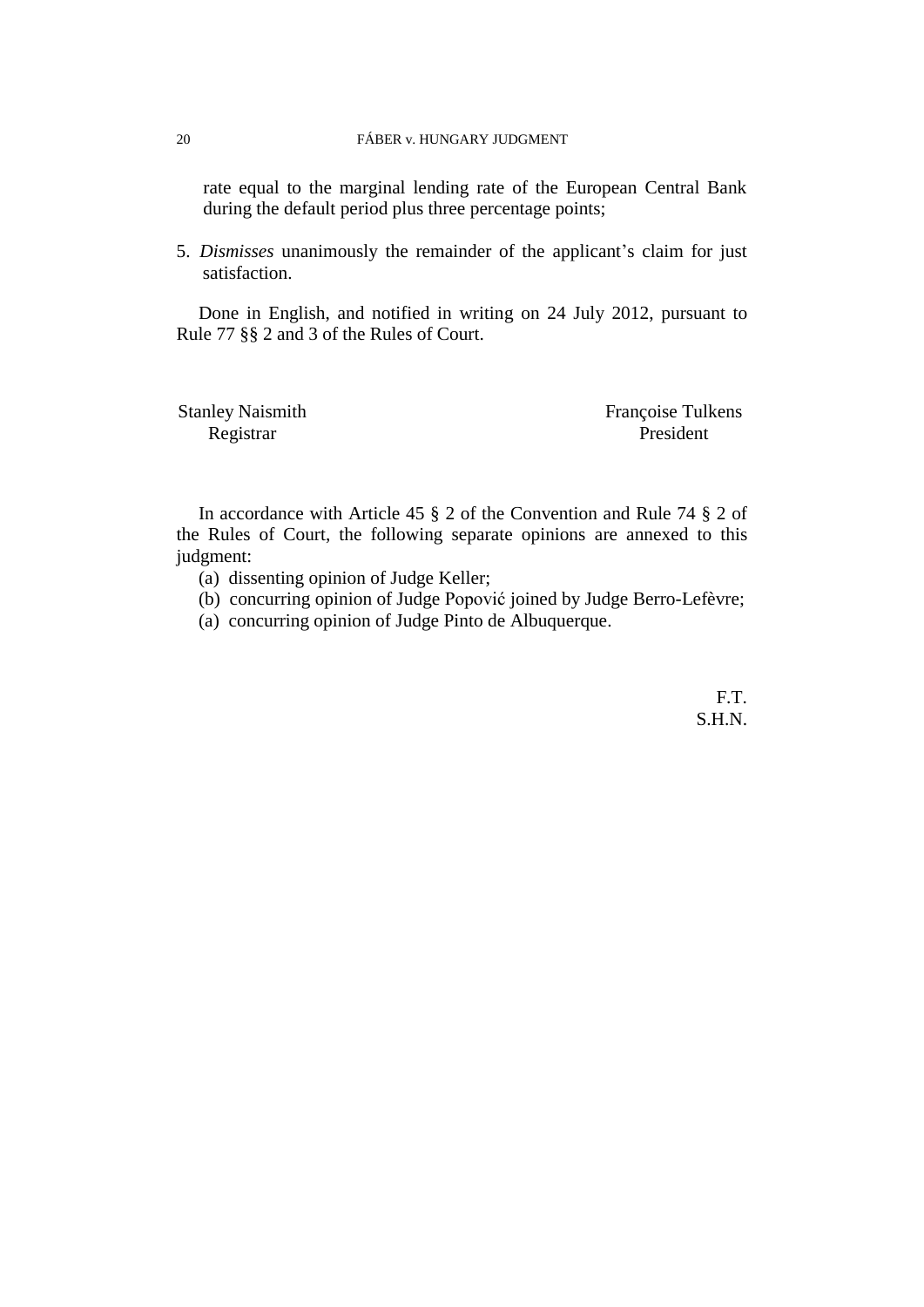rate equal to the marginal lending rate of the European Central Bank during the default period plus three percentage points;

5. *Dismisses* unanimously the remainder of the applicant's claim for just satisfaction.

Done in English, and notified in writing on 24 July 2012, pursuant to Rule 77 §§ 2 and 3 of the Rules of Court.

| Stanley Naismith | Françoise Tulkens |
|---|---|
| Registrar | President |

In accordance with Article 45 § 2 of the Convention and Rule 74 § 2 of the Rules of Court, the following separate opinions are annexed to this judgment:

(a) dissenting opinion of Judge Keller;
(b) concurring opinion of Judge Popović joined by Judge Berro-Lefèvre;
(a) concurring opinion of Judge Pinto de Albuquerque.

F.T.
S.H.N.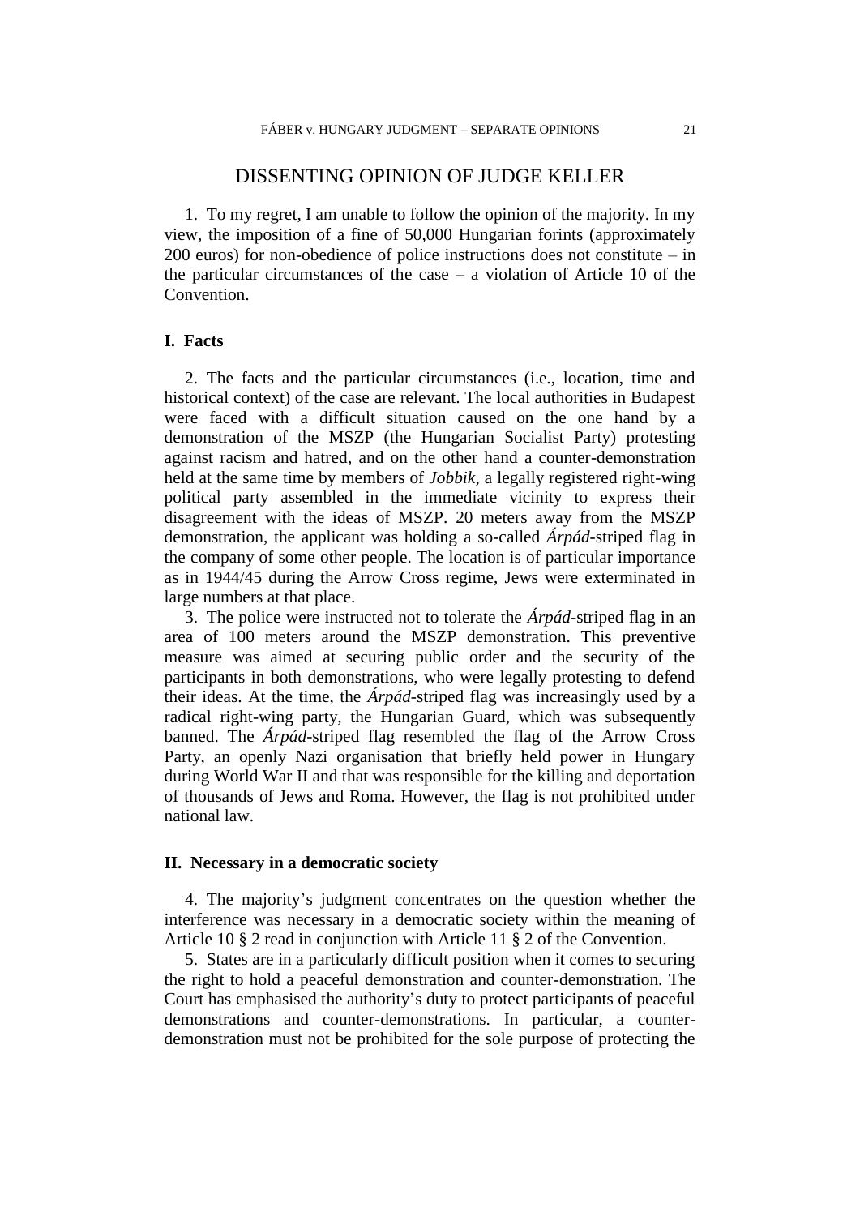# DISSENTING OPINION OF JUDGE KELLER

1. To my regret, I am unable to follow the opinion of the majority. In my view, the imposition of a fine of 50,000 Hungarian forints (approximately 200 euros) for non-obedience of police instructions does not constitute – in the particular circumstances of the case – a violation of Article 10 of the Convention.

## I. Facts

2. The facts and the particular circumstances (i.e., location, time and historical context) of the case are relevant. The local authorities in Budapest were faced with a difficult situation caused on the one hand by a demonstration of the MSZP (the Hungarian Socialist Party) protesting against racism and hatred, and on the other hand a counter-demonstration held at the same time by members of *Jobbik*, a legally registered right-wing political party assembled in the immediate vicinity to express their disagreement with the ideas of MSZP. 20 meters away from the MSZP demonstration, the applicant was holding a so-called *Árpád*-striped flag in the company of some other people. The location is of particular importance as in 1944/45 during the Arrow Cross regime, Jews were exterminated in large numbers at that place.

3. The police were instructed not to tolerate the *Árpád*-striped flag in an area of 100 meters around the MSZP demonstration. This preventive measure was aimed at securing public order and the security of the participants in both demonstrations, who were legally protesting to defend their ideas. At the time, the *Árpád*-striped flag was increasingly used by a radical right-wing party, the Hungarian Guard, which was subsequently banned. The *Árpád*-striped flag resembled the flag of the Arrow Cross Party, an openly Nazi organisation that briefly held power in Hungary during World War II and that was responsible for the killing and deportation of thousands of Jews and Roma. However, the flag is not prohibited under national law.

## II. Necessary in a democratic society

4. The majority's judgment concentrates on the question whether the interference was necessary in a democratic society within the meaning of Article 10 § 2 read in conjunction with Article 11 § 2 of the Convention.

5. States are in a particularly difficult position when it comes to securing the right to hold a peaceful demonstration and counter-demonstration. The Court has emphasised the authority's duty to protect participants of peaceful demonstrations and counter-demonstrations. In particular, a counter-demonstration must not be prohibited for the sole purpose of protecting the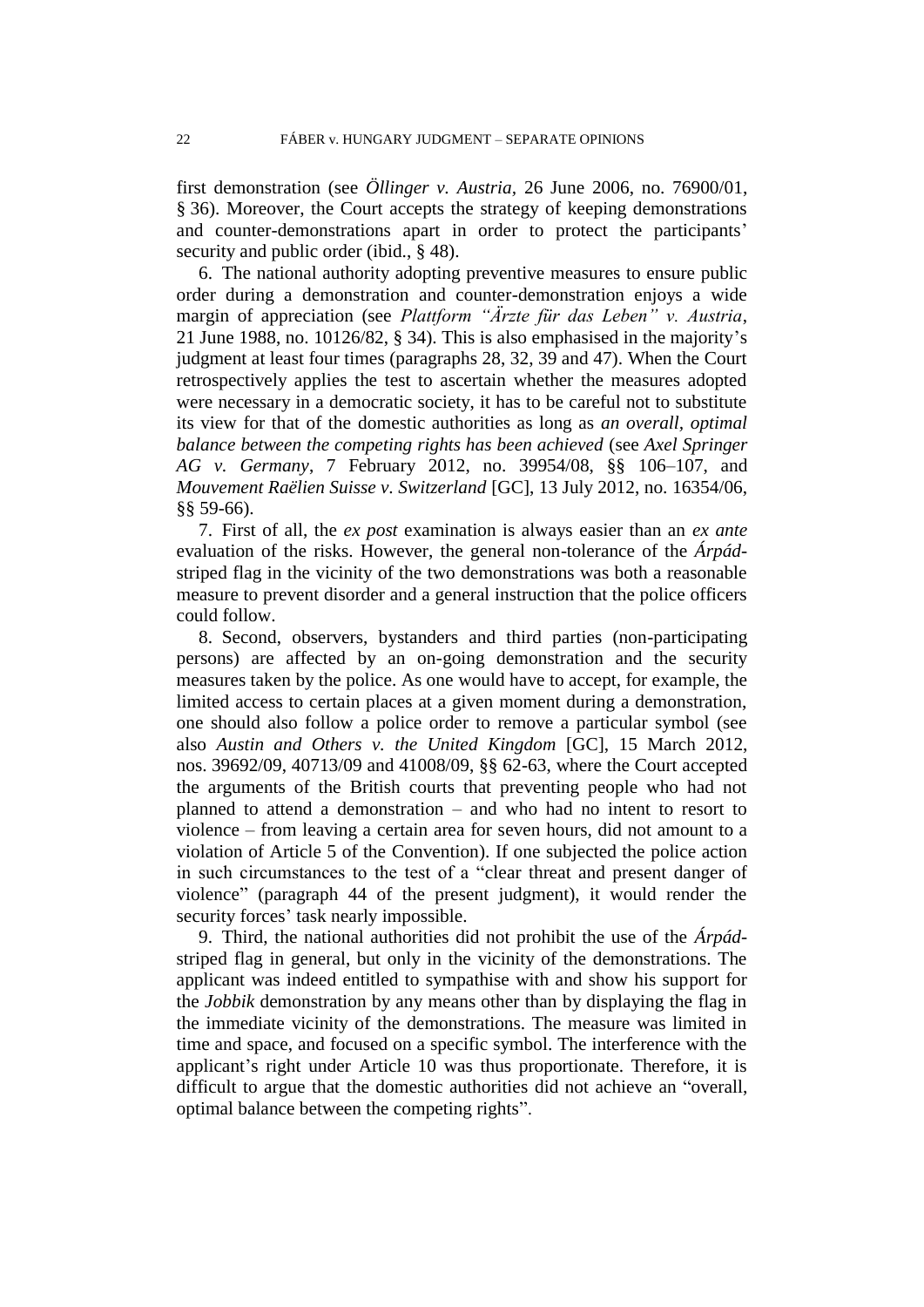first demonstration (see *Öllinger v. Austria*, 26 June 2006, no. 76900/01, § 36). Moreover, the Court accepts the strategy of keeping demonstrations and counter-demonstrations apart in order to protect the participants' security and public order (ibid., § 48).

6. The national authority adopting preventive measures to ensure public order during a demonstration and counter-demonstration enjoys a wide margin of appreciation (see *Plattform "Ärzte für das Leben" v. Austria*, 21 June 1988, no. 10126/82, § 34). This is also emphasised in the majority's judgment at least four times (paragraphs 28, 32, 39 and 47). When the Court retrospectively applies the test to ascertain whether the measures adopted were necessary in a democratic society, it has to be careful not to substitute its view for that of the domestic authorities as long as *an overall, optimal balance between the competing rights has been achieved* (see *Axel Springer AG v. Germany*, 7 February 2012, no. 39954/08, §§ 106–107, and *Mouvement Raëlien Suisse v. Switzerland* [GC], 13 July 2012, no. 16354/06, §§ 59-66).

7. First of all, the *ex post* examination is always easier than an *ex ante* evaluation of the risks. However, the general non-tolerance of the *Árpád*-striped flag in the vicinity of the two demonstrations was both a reasonable measure to prevent disorder and a general instruction that the police officers could follow.

8. Second, observers, bystanders and third parties (non-participating persons) are affected by an on-going demonstration and the security measures taken by the police. As one would have to accept, for example, the limited access to certain places at a given moment during a demonstration, one should also follow a police order to remove a particular symbol (see also *Austin and Others v. the United Kingdom* [GC], 15 March 2012, nos. 39692/09, 40713/09 and 41008/09, §§ 62-63, where the Court accepted the arguments of the British courts that preventing people who had not planned to attend a demonstration – and who had no intent to resort to violence – from leaving a certain area for seven hours, did not amount to a violation of Article 5 of the Convention). If one subjected the police action in such circumstances to the test of a "clear threat and present danger of violence" (paragraph 44 of the present judgment), it would render the security forces' task nearly impossible.

9. Third, the national authorities did not prohibit the use of the *Árpád*-striped flag in general, but only in the vicinity of the demonstrations. The applicant was indeed entitled to sympathise with and show his support for the *Jobbik* demonstration by any means other than by displaying the flag in the immediate vicinity of the demonstrations. The measure was limited in time and space, and focused on a specific symbol. The interference with the applicant's right under Article 10 was thus proportionate. Therefore, it is difficult to argue that the domestic authorities did not achieve an "overall, optimal balance between the competing rights".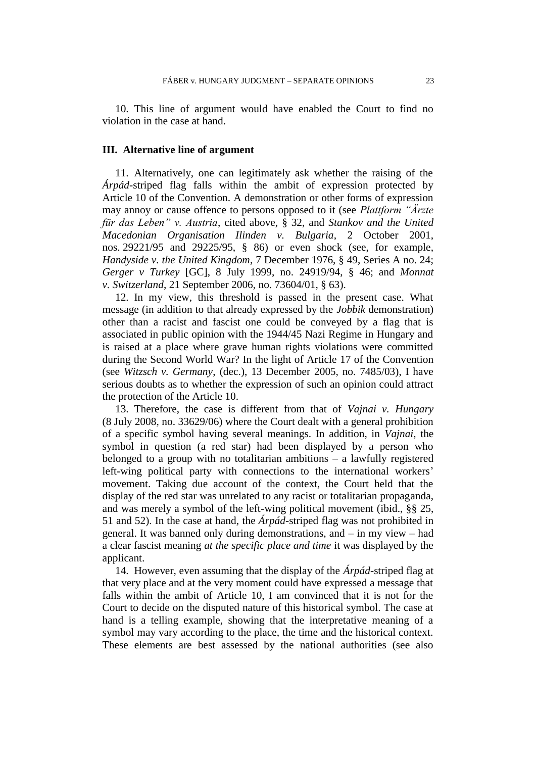10. This line of argument would have enabled the Court to find no violation in the case at hand.

### III. Alternative line of argument

11. Alternatively, one can legitimately ask whether the raising of the *Árpád*-striped flag falls within the ambit of expression protected by Article 10 of the Convention. A demonstration or other forms of expression may annoy or cause offence to persons opposed to it (see *Plattform "Ärzte für das Leben" v. Austria*, cited above, § 32, and *Stankov and the United Macedonian Organisation Ilinden v. Bulgaria*, 2 October 2001, nos. 29221/95 and 29225/95, § 86) or even shock (see, for example, *Handyside v. the United Kingdom*, 7 December 1976, § 49, Series A no. 24; *Gerger v Turkey* [GC], 8 July 1999, no. 24919/94, § 46; and *Monnat v. Switzerland*, 21 September 2006, no. 73604/01, § 63).

12. In my view, this threshold is passed in the present case. What message (in addition to that already expressed by the *Jobbik* demonstration) other than a racist and fascist one could be conveyed by a flag that is associated in public opinion with the 1944/45 Nazi Regime in Hungary and is raised at a place where grave human rights violations were committed during the Second World War? In the light of Article 17 of the Convention (see *Witzsch v. Germany*, (dec.), 13 December 2005, no. 7485/03), I have serious doubts as to whether the expression of such an opinion could attract the protection of the Article 10.

13. Therefore, the case is different from that of *Vajnai v. Hungary* (8 July 2008, no. 33629/06) where the Court dealt with a general prohibition of a specific symbol having several meanings. In addition, in *Vajnai*, the symbol in question (a red star) had been displayed by a person who belonged to a group with no totalitarian ambitions – a lawfully registered left-wing political party with connections to the international workers' movement. Taking due account of the context, the Court held that the display of the red star was unrelated to any racist or totalitarian propaganda, and was merely a symbol of the left-wing political movement (ibid., §§ 25, 51 and 52). In the case at hand, the *Árpád*-striped flag was not prohibited in general. It was banned only during demonstrations, and – in my view – had a clear fascist meaning *at the specific place and time* it was displayed by the applicant.

14. However, even assuming that the display of the *Árpád*-striped flag at that very place and at the very moment could have expressed a message that falls within the ambit of Article 10, I am convinced that it is not for the Court to decide on the disputed nature of this historical symbol. The case at hand is a telling example, showing that the interpretative meaning of a symbol may vary according to the place, the time and the historical context. These elements are best assessed by the national authorities (see also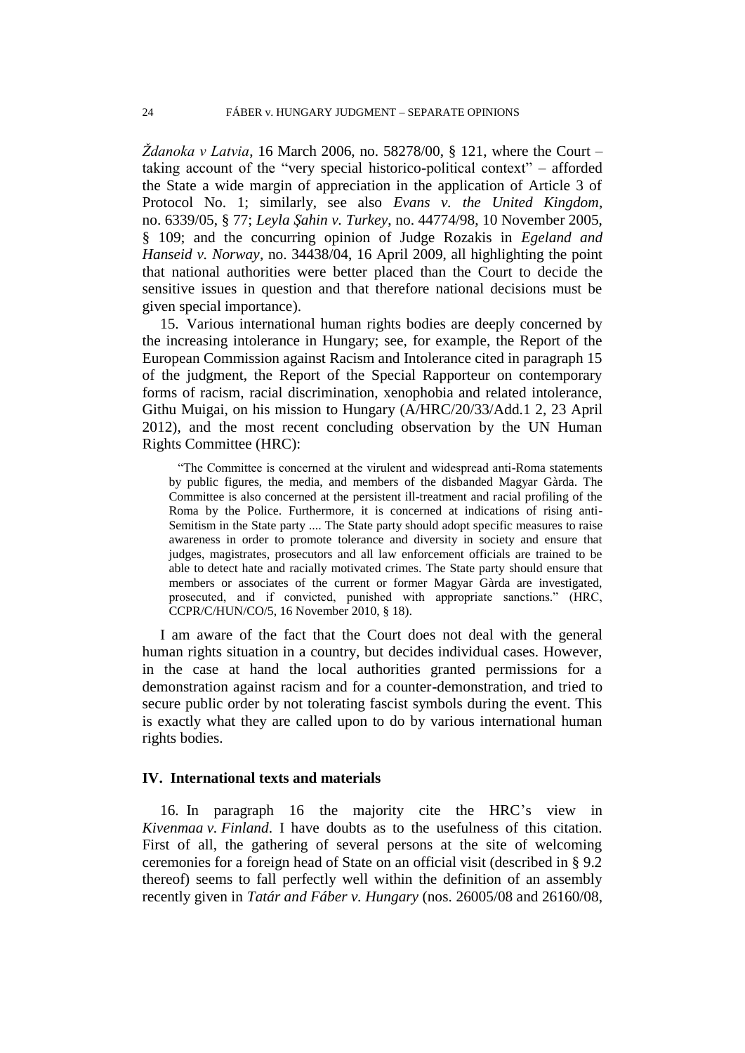*Ždanoka v Latvia*, 16 March 2006, no. 58278/00, § 121, where the Court – taking account of the "very special historico-political context" – afforded the State a wide margin of appreciation in the application of Article 3 of Protocol No. 1; similarly, see also *Evans v. the United Kingdom*, no. 6339/05, § 77; *Leyla Şahin v. Turkey*, no. 44774/98, 10 November 2005, § 109; and the concurring opinion of Judge Rozakis in *Egeland and Hanseid v. Norway*, no. 34438/04, 16 April 2009, all highlighting the point that national authorities were better placed than the Court to decide the sensitive issues in question and that therefore national decisions must be given special importance).

15. Various international human rights bodies are deeply concerned by the increasing intolerance in Hungary; see, for example, the Report of the European Commission against Racism and Intolerance cited in paragraph 15 of the judgment, the Report of the Special Rapporteur on contemporary forms of racism, racial discrimination, xenophobia and related intolerance, Githu Muigai, on his mission to Hungary (A/HRC/20/33/Add.1 2, 23 April 2012), and the most recent concluding observation by the UN Human Rights Committee (HRC):

> "The Committee is concerned at the virulent and widespread anti-Roma statements by public figures, the media, and members of the disbanded Magyar Gàrda. The Committee is also concerned at the persistent ill-treatment and racial profiling of the Roma by the Police. Furthermore, it is concerned at indications of rising anti-Semitism in the State party .... The State party should adopt specific measures to raise awareness in order to promote tolerance and diversity in society and ensure that judges, magistrates, prosecutors and all law enforcement officials are trained to be able to detect hate and racially motivated crimes. The State party should ensure that members or associates of the current or former Magyar Gàrda are investigated, prosecuted, and if convicted, punished with appropriate sanctions." (HRC, CCPR/C/HUN/CO/5, 16 November 2010, § 18).

I am aware of the fact that the Court does not deal with the general human rights situation in a country, but decides individual cases. However, in the case at hand the local authorities granted permissions for a demonstration against racism and for a counter-demonstration, and tried to secure public order by not tolerating fascist symbols during the event. This is exactly what they are called upon to do by various international human rights bodies.

## IV. International texts and materials

16. In paragraph 16 the majority cite the HRC's view in *Kivenmaa v. Finland*. I have doubts as to the usefulness of this citation. First of all, the gathering of several persons at the site of welcoming ceremonies for a foreign head of State on an official visit (described in § 9.2 thereof) seems to fall perfectly well within the definition of an assembly recently given in *Tatár and Fáber v. Hungary* (nos. 26005/08 and 26160/08,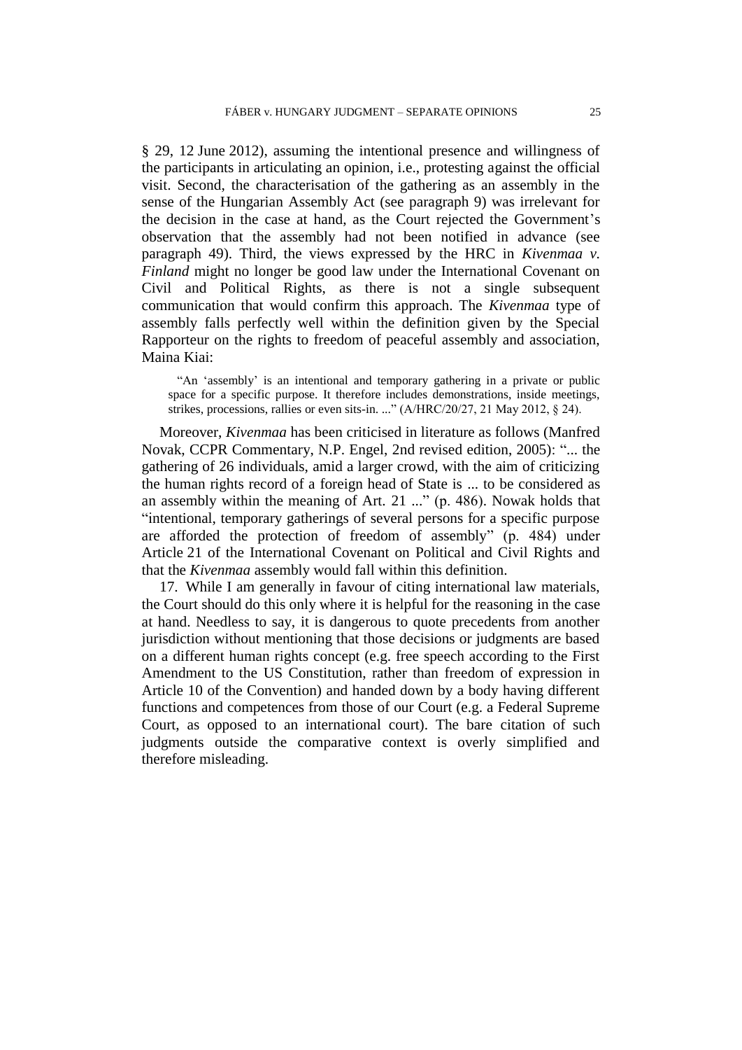§ 29, 12 June 2012), assuming the intentional presence and willingness of the participants in articulating an opinion, i.e., protesting against the official visit. Second, the characterisation of the gathering as an assembly in the sense of the Hungarian Assembly Act (see paragraph 9) was irrelevant for the decision in the case at hand, as the Court rejected the Government's observation that the assembly had not been notified in advance (see paragraph 49). Third, the views expressed by the HRC in *Kivenmaa v. Finland* might no longer be good law under the International Covenant on Civil and Political Rights, as there is not a single subsequent communication that would confirm this approach. The *Kivenmaa* type of assembly falls perfectly well within the definition given by the Special Rapporteur on the rights to freedom of peaceful assembly and association, Maina Kiai:

> "An 'assembly' is an intentional and temporary gathering in a private or public space for a specific purpose. It therefore includes demonstrations, inside meetings, strikes, processions, rallies or even sits-in. ..." (A/HRC/20/27, 21 May 2012, § 24).

Moreover, *Kivenmaa* has been criticised in literature as follows (Manfred Novak, CCPR Commentary, N.P. Engel, 2nd revised edition, 2005): "... the gathering of 26 individuals, amid a larger crowd, with the aim of criticizing the human rights record of a foreign head of State is ... to be considered as an assembly within the meaning of Art. 21 ..." (p. 486). Nowak holds that "intentional, temporary gatherings of several persons for a specific purpose are afforded the protection of freedom of assembly" (p. 484) under Article 21 of the International Covenant on Political and Civil Rights and that the *Kivenmaa* assembly would fall within this definition.

17. While I am generally in favour of citing international law materials, the Court should do this only where it is helpful for the reasoning in the case at hand. Needless to say, it is dangerous to quote precedents from another jurisdiction without mentioning that those decisions or judgments are based on a different human rights concept (e.g. free speech according to the First Amendment to the US Constitution, rather than freedom of expression in Article 10 of the Convention) and handed down by a body having different functions and competences from those of our Court (e.g. a Federal Supreme Court, as opposed to an international court). The bare citation of such judgments outside the comparative context is overly simplified and therefore misleading.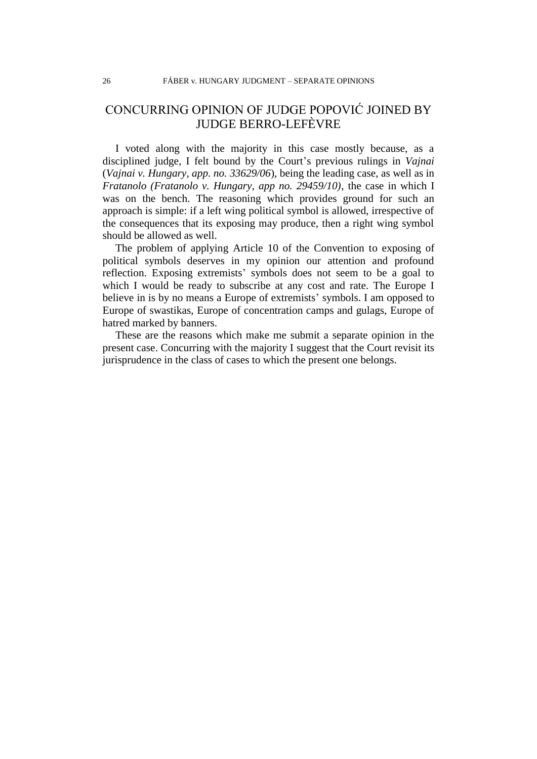# CONCURRING OPINION OF JUDGE POPOVIĆ JOINED BY JUDGE BERRO-LEFÈVRE

I voted along with the majority in this case mostly because, as a disciplined judge, I felt bound by the Court's previous rulings in *Vajnai* (*Vajnai v. Hungary*, *app. no. 33629/06*), being the leading case, as well as in *Fratanolo (Fratanolo v. Hungary, app no. 29459/10)*, the case in which I was on the bench. The reasoning which provides ground for such an approach is simple: if a left wing political symbol is allowed, irrespective of the consequences that its exposing may produce, then a right wing symbol should be allowed as well.

The problem of applying Article 10 of the Convention to exposing of political symbols deserves in my opinion our attention and profound reflection. Exposing extremists' symbols does not seem to be a goal to which I would be ready to subscribe at any cost and rate. The Europe I believe in is by no means a Europe of extremists' symbols. I am opposed to Europe of swastikas, Europe of concentration camps and gulags, Europe of hatred marked by banners.

These are the reasons which make me submit a separate opinion in the present case. Concurring with the majority I suggest that the Court revisit its jurisprudence in the class of cases to which the present one belongs.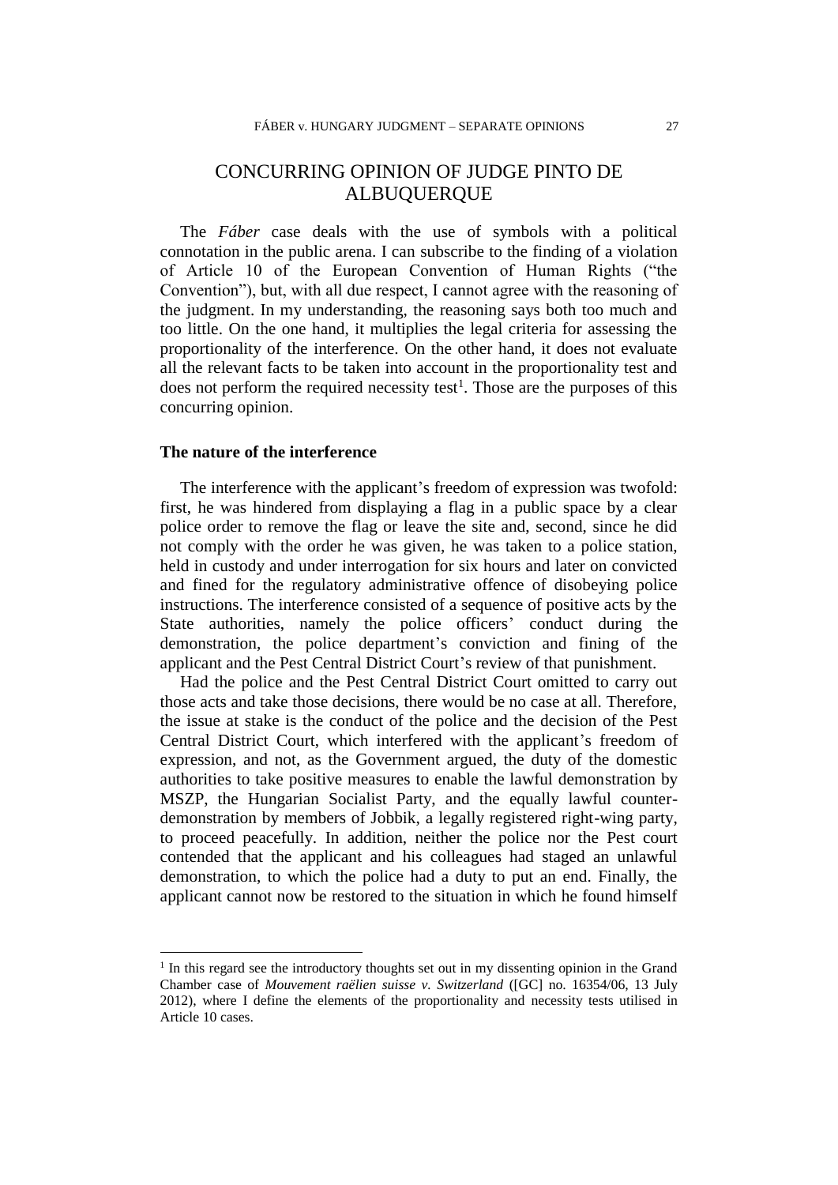# CONCURRING OPINION OF JUDGE PINTO DE ALBUQUERQUE

The *Fáber* case deals with the use of symbols with a political connotation in the public arena. I can subscribe to the finding of a violation of Article 10 of the European Convention of Human Rights ("the Convention"), but, with all due respect, I cannot agree with the reasoning of the judgment. In my understanding, the reasoning says both too much and too little. On the one hand, it multiplies the legal criteria for assessing the proportionality of the interference. On the other hand, it does not evaluate all the relevant facts to be taken into account in the proportionality test and does not perform the required necessity test[1]. Those are the purposes of this concurring opinion.

### The nature of the interference

The interference with the applicant's freedom of expression was twofold: first, he was hindered from displaying a flag in a public space by a clear police order to remove the flag or leave the site and, second, since he did not comply with the order he was given, he was taken to a police station, held in custody and under interrogation for six hours and later on convicted and fined for the regulatory administrative offence of disobeying police instructions. The interference consisted of a sequence of positive acts by the State authorities, namely the police officers' conduct during the demonstration, the police department's conviction and fining of the applicant and the Pest Central District Court's review of that punishment.

Had the police and the Pest Central District Court omitted to carry out those acts and take those decisions, there would be no case at all. Therefore, the issue at stake is the conduct of the police and the decision of the Pest Central District Court, which interfered with the applicant's freedom of expression, and not, as the Government argued, the duty of the domestic authorities to take positive measures to enable the lawful demonstration by MSZP, the Hungarian Socialist Party, and the equally lawful counter-demonstration by members of Jobbik, a legally registered right-wing party, to proceed peacefully. In addition, neither the police nor the Pest court contended that the applicant and his colleagues had staged an unlawful demonstration, to which the police had a duty to put an end. Finally, the applicant cannot now be restored to the situation in which he found himself

---

[1] In this regard see the introductory thoughts set out in my dissenting opinion in the Grand Chamber case of *Mouvement raëlien suisse v. Switzerland* ([GC] no. 16354/06, 13 July 2012), where I define the elements of the proportionality and necessity tests utilised in Article 10 cases.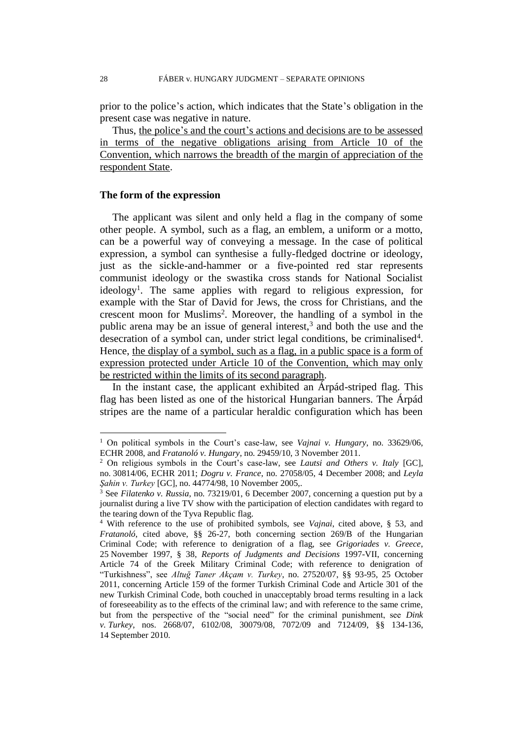prior to the police's action, which indicates that the State's obligation in the present case was negative in nature.

Thus, the police's and the court's actions and decisions are to be assessed in terms of the negative obligations arising from Article 10 of the Convention, which narrows the breadth of the margin of appreciation of the respondent State.

### The form of the expression

The applicant was silent and only held a flag in the company of some other people. A symbol, such as a flag, an emblem, a uniform or a motto, can be a powerful way of conveying a message. In the case of political expression, a symbol can synthesise a fully-fledged doctrine or ideology, just as the sickle-and-hammer or a five-pointed red star represents communist ideology or the swastika cross stands for National Socialist ideology[1]. The same applies with regard to religious expression, for example with the Star of David for Jews, the cross for Christians, and the crescent moon for Muslims[2]. Moreover, the handling of a symbol in the public arena may be an issue of general interest,[3] and both the use and the desecration of a symbol can, under strict legal conditions, be criminalised[4]. Hence, the display of a symbol, such as a flag, in a public space is a form of expression protected under Article 10 of the Convention, which may only be restricted within the limits of its second paragraph.

In the instant case, the applicant exhibited an Árpád-striped flag. This flag has been listed as one of the historical Hungarian banners. The Árpád stripes are the name of a particular heraldic configuration which has been

---

[1] On political symbols in the Court's case-law, see *Vajnai v. Hungary*, no. 33629/06, ECHR 2008, and *Fratanoló v. Hungary*, no. 29459/10, 3 November 2011.

[2] On religious symbols in the Court's case-law, see *Lautsi and Others v. Italy* [GC], no. 30814/06, ECHR 2011; *Dogru v. France*, no. 27058/05, 4 December 2008; and *Leyla Şahin v. Turkey* [GC], no. 44774/98, 10 November 2005,.

[3] See *Filatenko v. Russia*, no. 73219/01, 6 December 2007, concerning a question put by a journalist during a live TV show with the participation of election candidates with regard to the tearing down of the Tyva Republic flag.

[4] With reference to the use of prohibited symbols, see *Vajnai*, cited above, § 53, and *Fratanoló*, cited above, §§ 26-27, both concerning section 269/B of the Hungarian Criminal Code; with reference to denigration of a flag, see *Grigoriades v. Greece*, 25 November 1997, § 38, *Reports of Judgments and Decisions* 1997-VII, concerning Article 74 of the Greek Military Criminal Code; with reference to denigration of "Turkishness", see *Altuğ Taner Akçam v. Turkey*, no. 27520/07, §§ 93-95, 25 October 2011, concerning Article 159 of the former Turkish Criminal Code and Article 301 of the new Turkish Criminal Code, both couched in unacceptably broad terms resulting in a lack of foreseeability as to the effects of the criminal law; and with reference to the same crime, but from the perspective of the "social need" for the criminal punishment, see *Dink v. Turkey*, nos. 2668/07, 6102/08, 30079/08, 7072/09 and 7124/09, §§ 134-136, 14 September 2010.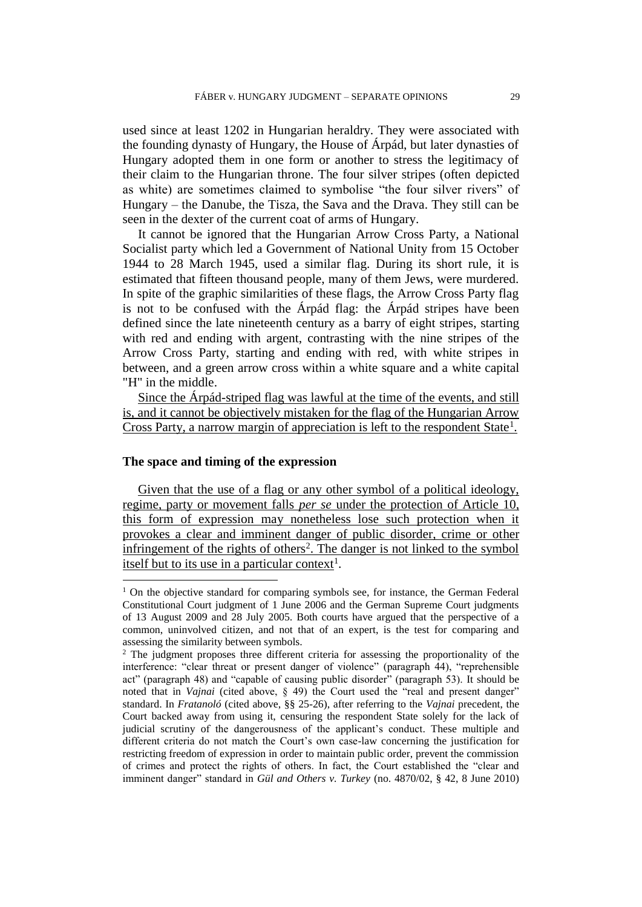used since at least 1202 in Hungarian heraldry. They were associated with the founding dynasty of Hungary, the House of Árpád, but later dynasties of Hungary adopted them in one form or another to stress the legitimacy of their claim to the Hungarian throne. The four silver stripes (often depicted as white) are sometimes claimed to symbolise "the four silver rivers" of Hungary – the Danube, the Tisza, the Sava and the Drava. They still can be seen in the dexter of the current coat of arms of Hungary.

It cannot be ignored that the Hungarian Arrow Cross Party, a National Socialist party which led a Government of National Unity from 15 October 1944 to 28 March 1945, used a similar flag. During its short rule, it is estimated that fifteen thousand people, many of them Jews, were murdered. In spite of the graphic similarities of these flags, the Arrow Cross Party flag is not to be confused with the Árpád flag: the Árpád stripes have been defined since the late nineteenth century as a barry of eight stripes, starting with red and ending with argent, contrasting with the nine stripes of the Arrow Cross Party, starting and ending with red, with white stripes in between, and a green arrow cross within a white square and a white capital "H" in the middle.

Since the Árpád-striped flag was lawful at the time of the events, and still is, and it cannot be objectively mistaken for the flag of the Hungarian Arrow Cross Party, a narrow margin of appreciation is left to the respondent State[1].

### The space and timing of the expression

Given that the use of a flag or any other symbol of a political ideology, regime, party or movement falls *per se* under the protection of Article 10, this form of expression may nonetheless lose such protection when it provokes a clear and imminent danger of public disorder, crime or other infringement of the rights of others[2]. The danger is not linked to the symbol itself but to its use in a particular context[1].

---

[1] On the objective standard for comparing symbols see, for instance, the German Federal Constitutional Court judgment of 1 June 2006 and the German Supreme Court judgments of 13 August 2009 and 28 July 2005. Both courts have argued that the perspective of a common, uninvolved citizen, and not that of an expert, is the test for comparing and assessing the similarity between symbols.

[2] The judgment proposes three different criteria for assessing the proportionality of the interference: "clear threat or present danger of violence" (paragraph 44), "reprehensible act" (paragraph 48) and "capable of causing public disorder" (paragraph 53). It should be noted that in *Vajnai* (cited above, § 49) the Court used the "real and present danger" standard. In *Fratanoló* (cited above, §§ 25-26), after referring to the *Vajnai* precedent, the Court backed away from using it, censuring the respondent State solely for the lack of judicial scrutiny of the dangerousness of the applicant's conduct. These multiple and different criteria do not match the Court's own case-law concerning the justification for restricting freedom of expression in order to maintain public order, prevent the commission of crimes and protect the rights of others. In fact, the Court established the "clear and imminent danger" standard in *Gül and Others v. Turkey* (no. 4870/02, § 42, 8 June 2010)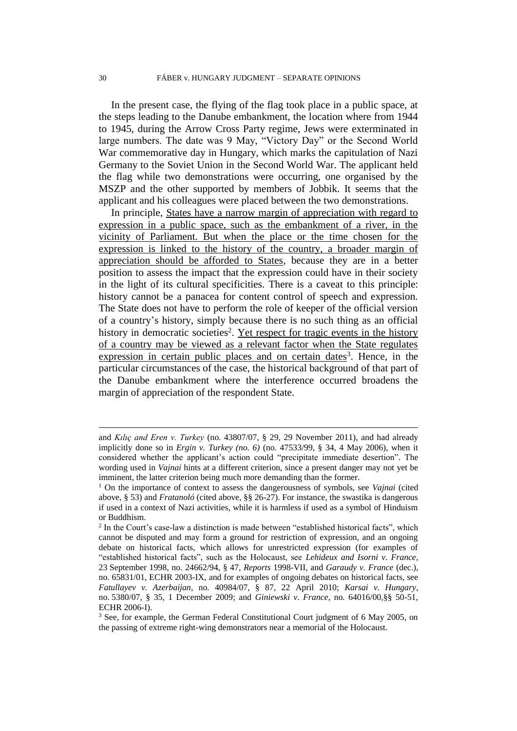In the present case, the flying of the flag took place in a public space, at the steps leading to the Danube embankment, the location where from 1944 to 1945, during the Arrow Cross Party regime, Jews were exterminated in large numbers. The date was 9 May, "Victory Day" or the Second World War commemorative day in Hungary, which marks the capitulation of Nazi Germany to the Soviet Union in the Second World War. The applicant held the flag while two demonstrations were occurring, one organised by the MSZP and the other supported by members of Jobbik. It seems that the applicant and his colleagues were placed between the two demonstrations.

In principle, <u>States have a narrow margin of appreciation with regard to expression in a public space, such as the embankment of a river, in the vicinity of Parliament. But when the place or the time chosen for the expression is linked to the history of the country, a broader margin of appreciation should be afforded to States</u>, because they are in a better position to assess the impact that the expression could have in their society in the light of its cultural specificities. There is a caveat to this principle: history cannot be a panacea for content control of speech and expression. The State does not have to perform the role of keeper of the official version of a country's history, simply because there is no such thing as an official history in democratic societies[2]. <u>Yet respect for tragic events in the history of a country may be viewed as a relevant factor when the State regulates expression in certain public places and on certain dates</u>[3]. Hence, in the particular circumstances of the case, the historical background of that part of the Danube embankment where the interference occurred broadens the margin of appreciation of the respondent State.

---

and *Kılıç and Eren v. Turkey* (no. 43807/07, § 29, 29 November 2011), and had already implicitly done so in *Ergin v. Turkey (no. 6)* (no. 47533/99, § 34, 4 May 2006), when it considered whether the applicant's action could "precipitate immediate desertion". The wording used in *Vajnai* hints at a different criterion, since a present danger may not yet be imminent, the latter criterion being much more demanding than the former.

[1] On the importance of context to assess the dangerousness of symbols, see *Vajnai* (cited above, § 53) and *Fratanoló* (cited above, §§ 26-27). For instance, the swastika is dangerous if used in a context of Nazi activities, while it is harmless if used as a symbol of Hinduism or Buddhism.

[2] In the Court's case-law a distinction is made between "established historical facts", which cannot be disputed and may form a ground for restriction of expression, and an ongoing debate on historical facts, which allows for unrestricted expression (for examples of "established historical facts", such as the Holocaust, see *Lehideux and Isorni v. France*, 23 September 1998, no. 24662/94, § 47, *Reports* 1998-VII, and *Garaudy v. France* (dec.), no. 65831/01, ECHR 2003-IX, and for examples of ongoing debates on historical facts, see *Fatullayev v. Azerbaijan*, no. 40984/07, § 87, 22 April 2010; *Karsai v. Hungary*, no. 5380/07, § 35, 1 December 2009; and *Giniewski v. France*, no. 64016/00,§§ 50-51, ECHR 2006-I).

[3] See, for example, the German Federal Constitutional Court judgment of 6 May 2005, on the passing of extreme right-wing demonstrators near a memorial of the Holocaust.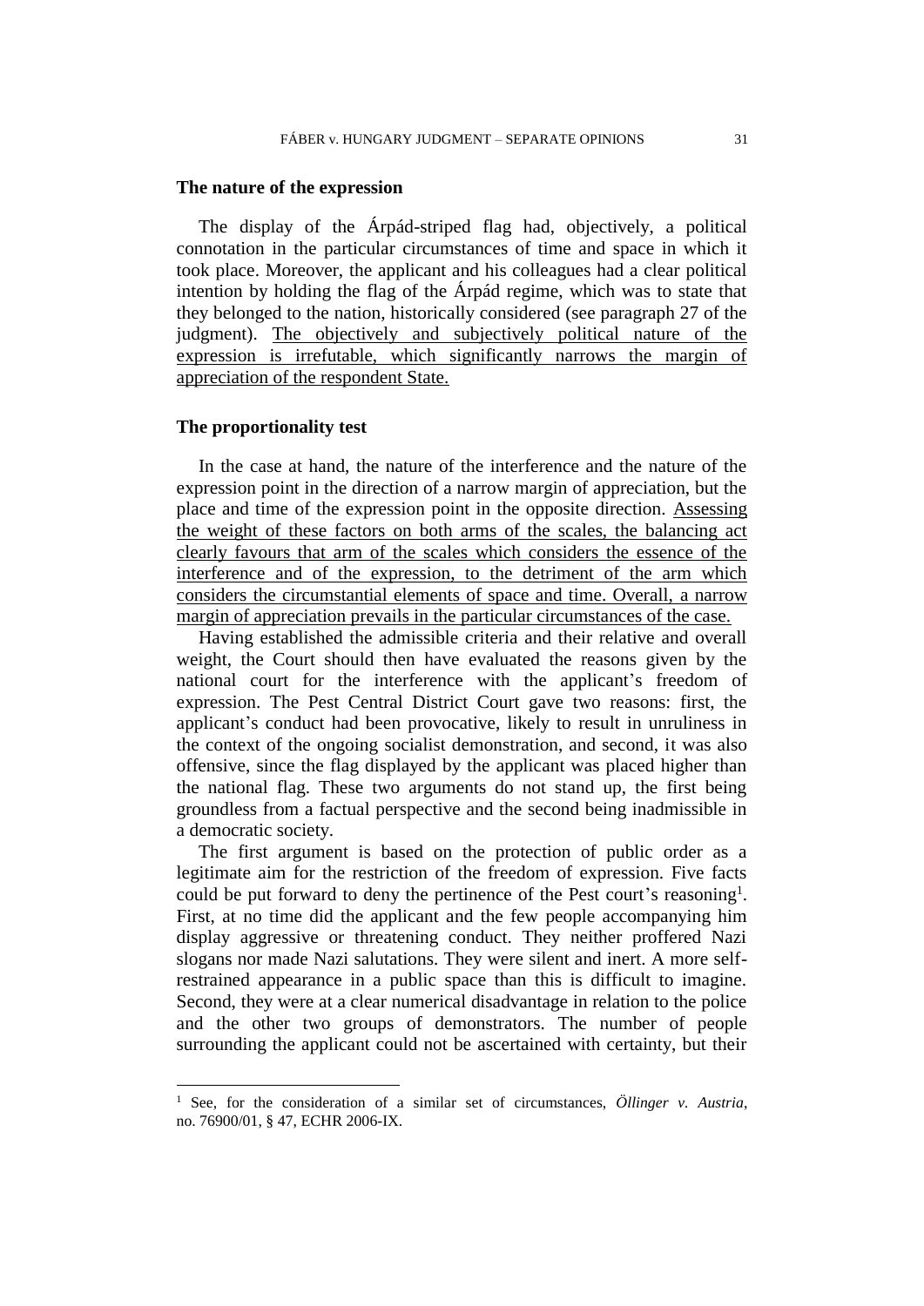### The nature of the expression

The display of the Árpád-striped flag had, objectively, a political connotation in the particular circumstances of time and space in which it took place. Moreover, the applicant and his colleagues had a clear political intention by holding the flag of the Árpád regime, which was to state that they belonged to the nation, historically considered (see paragraph 27 of the judgment). <u>The objectively and subjectively political nature of the expression is irrefutable, which significantly narrows the margin of appreciation of the respondent State.</u>

### The proportionality test

In the case at hand, the nature of the interference and the nature of the expression point in the direction of a narrow margin of appreciation, but the place and time of the expression point in the opposite direction. <u>Assessing the weight of these factors on both arms of the scales, the balancing act clearly favours that arm of the scales which considers the essence of the interference and of the expression, to the detriment of the arm which considers the circumstantial elements of space and time. Overall, a narrow margin of appreciation prevails in the particular circumstances of the case.</u>

Having established the admissible criteria and their relative and overall weight, the Court should then have evaluated the reasons given by the national court for the interference with the applicant's freedom of expression. The Pest Central District Court gave two reasons: first, the applicant's conduct had been provocative, likely to result in unruliness in the context of the ongoing socialist demonstration, and second, it was also offensive, since the flag displayed by the applicant was placed higher than the national flag. These two arguments do not stand up, the first being groundless from a factual perspective and the second being inadmissible in a democratic society.

The first argument is based on the protection of public order as a legitimate aim for the restriction of the freedom of expression. Five facts could be put forward to deny the pertinence of the Pest court's reasoning[1]. First, at no time did the applicant and the few people accompanying him display aggressive or threatening conduct. They neither proffered Nazi slogans nor made Nazi salutations. They were silent and inert. A more self-restrained appearance in a public space than this is difficult to imagine. Second, they were at a clear numerical disadvantage in relation to the police and the other two groups of demonstrators. The number of people surrounding the applicant could not be ascertained with certainty, but their

[1] See, for the consideration of a similar set of circumstances, *Öllinger v. Austria*, no. 76900/01, § 47, ECHR 2006-IX.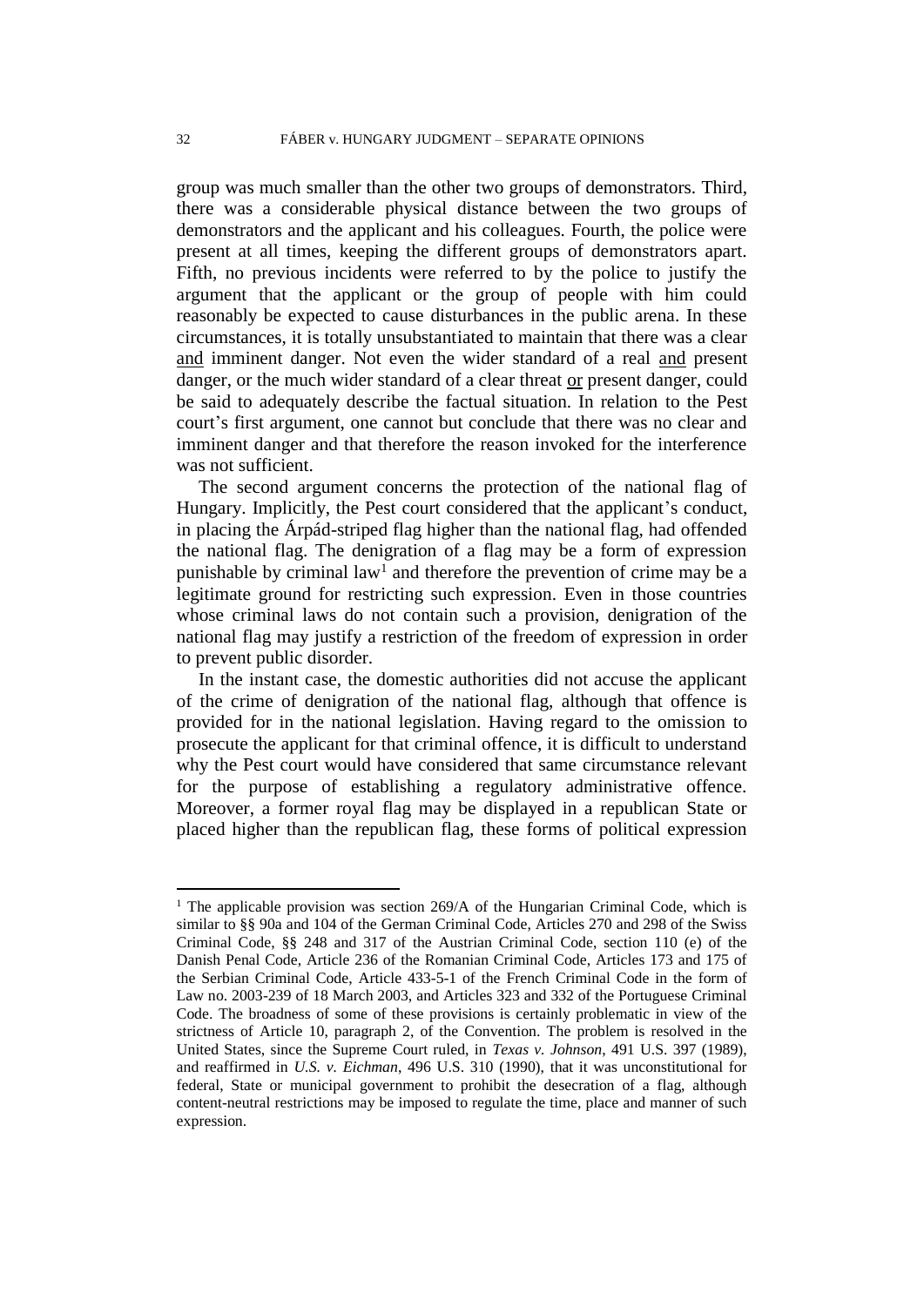group was much smaller than the other two groups of demonstrators. Third, there was a considerable physical distance between the two groups of demonstrators and the applicant and his colleagues. Fourth, the police were present at all times, keeping the different groups of demonstrators apart. Fifth, no previous incidents were referred to by the police to justify the argument that the applicant or the group of people with him could reasonably be expected to cause disturbances in the public arena. In these circumstances, it is totally unsubstantiated to maintain that there was a clear <u>and</u> imminent danger. Not even the wider standard of a real <u>and</u> present danger, or the much wider standard of a clear threat <u>or</u> present danger, could be said to adequately describe the factual situation. In relation to the Pest court's first argument, one cannot but conclude that there was no clear and imminent danger and that therefore the reason invoked for the interference was not sufficient.

The second argument concerns the protection of the national flag of Hungary. Implicitly, the Pest court considered that the applicant's conduct, in placing the Árpád-striped flag higher than the national flag, had offended the national flag. The denigration of a flag may be a form of expression punishable by criminal law[1] and therefore the prevention of crime may be a legitimate ground for restricting such expression. Even in those countries whose criminal laws do not contain such a provision, denigration of the national flag may justify a restriction of the freedom of expression in order to prevent public disorder.

In the instant case, the domestic authorities did not accuse the applicant of the crime of denigration of the national flag, although that offence is provided for in the national legislation. Having regard to the omission to prosecute the applicant for that criminal offence, it is difficult to understand why the Pest court would have considered that same circumstance relevant for the purpose of establishing a regulatory administrative offence. Moreover, a former royal flag may be displayed in a republican State or placed higher than the republican flag, these forms of political expression

---

[1] The applicable provision was section 269/A of the Hungarian Criminal Code, which is similar to §§ 90a and 104 of the German Criminal Code, Articles 270 and 298 of the Swiss Criminal Code, §§ 248 and 317 of the Austrian Criminal Code, section 110 (e) of the Danish Penal Code, Article 236 of the Romanian Criminal Code, Articles 173 and 175 of the Serbian Criminal Code, Article 433-5-1 of the French Criminal Code in the form of Law no. 2003-239 of 18 March 2003, and Articles 323 and 332 of the Portuguese Criminal Code. The broadness of some of these provisions is certainly problematic in view of the strictness of Article 10, paragraph 2, of the Convention. The problem is resolved in the United States, since the Supreme Court ruled, in *Texas v. Johnson*, 491 U.S. 397 (1989), and reaffirmed in *U.S. v. Eichman*, 496 U.S. 310 (1990), that it was unconstitutional for federal, State or municipal government to prohibit the desecration of a flag, although content-neutral restrictions may be imposed to regulate the time, place and manner of such expression.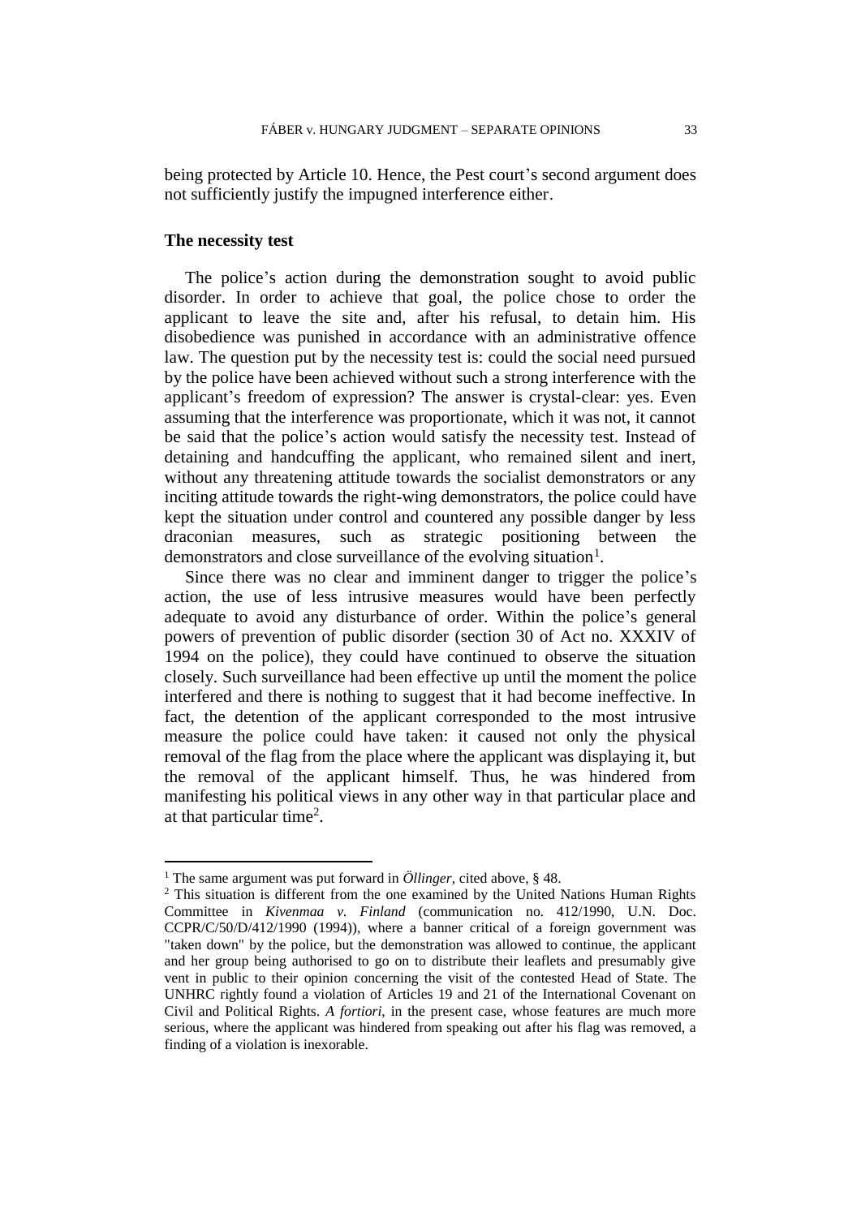being protected by Article 10. Hence, the Pest court's second argument does not sufficiently justify the impugned interference either.

**The necessity test**

The police's action during the demonstration sought to avoid public disorder. In order to achieve that goal, the police chose to order the applicant to leave the site and, after his refusal, to detain him. His disobedience was punished in accordance with an administrative offence law. The question put by the necessity test is: could the social need pursued by the police have been achieved without such a strong interference with the applicant's freedom of expression? The answer is crystal-clear: yes. Even assuming that the interference was proportionate, which it was not, it cannot be said that the police's action would satisfy the necessity test. Instead of detaining and handcuffing the applicant, who remained silent and inert, without any threatening attitude towards the socialist demonstrators or any inciting attitude towards the right-wing demonstrators, the police could have kept the situation under control and countered any possible danger by less draconian measures, such as strategic positioning between the demonstrators and close surveillance of the evolving situation[1].

Since there was no clear and imminent danger to trigger the police's action, the use of less intrusive measures would have been perfectly adequate to avoid any disturbance of order. Within the police's general powers of prevention of public disorder (section 30 of Act no. XXXIV of 1994 on the police), they could have continued to observe the situation closely. Such surveillance had been effective up until the moment the police interfered and there is nothing to suggest that it had become ineffective. In fact, the detention of the applicant corresponded to the most intrusive measure the police could have taken: it caused not only the physical removal of the flag from the place where the applicant was displaying it, but the removal of the applicant himself. Thus, he was hindered from manifesting his political views in any other way in that particular place and at that particular time[2].

---

[1] The same argument was put forward in *Öllinger*, cited above, § 48.

[2] This situation is different from the one examined by the United Nations Human Rights Committee in *Kivenmaa v. Finland* (communication no. 412/1990, U.N. Doc. CCPR/C/50/D/412/1990 (1994)), where a banner critical of a foreign government was "taken down" by the police, but the demonstration was allowed to continue, the applicant and her group being authorised to go on to distribute their leaflets and presumably give vent in public to their opinion concerning the visit of the contested Head of State. The UNHRC rightly found a violation of Articles 19 and 21 of the International Covenant on Civil and Political Rights. *A fortiori*, in the present case, whose features are much more serious, where the applicant was hindered from speaking out after his flag was removed, a finding of a violation is inexorable.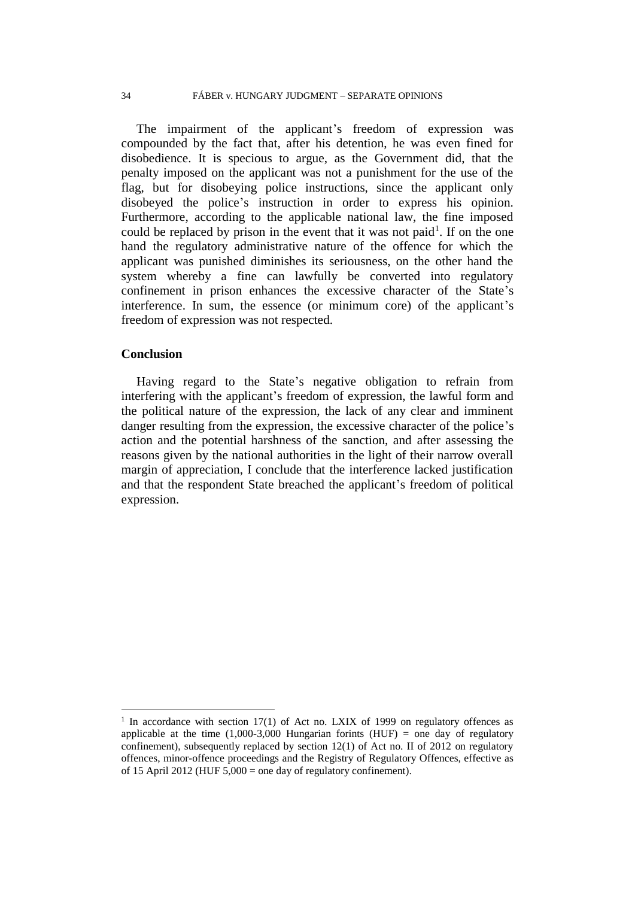The impairment of the applicant's freedom of expression was compounded by the fact that, after his detention, he was even fined for disobedience. It is specious to argue, as the Government did, that the penalty imposed on the applicant was not a punishment for the use of the flag, but for disobeying police instructions, since the applicant only disobeyed the police's instruction in order to express his opinion. Furthermore, according to the applicable national law, the fine imposed could be replaced by prison in the event that it was not paid[1]. If on the one hand the regulatory administrative nature of the offence for which the applicant was punished diminishes its seriousness, on the other hand the system whereby a fine can lawfully be converted into regulatory confinement in prison enhances the excessive character of the State's interference. In sum, the essence (or minimum core) of the applicant's freedom of expression was not respected.

**Conclusion**

Having regard to the State's negative obligation to refrain from interfering with the applicant's freedom of expression, the lawful form and the political nature of the expression, the lack of any clear and imminent danger resulting from the expression, the excessive character of the police's action and the potential harshness of the sanction, and after assessing the reasons given by the national authorities in the light of their narrow overall margin of appreciation, I conclude that the interference lacked justification and that the respondent State breached the applicant's freedom of political expression.

[1] In accordance with section 17(1) of Act no. LXIX of 1999 on regulatory offences as applicable at the time (1,000-3,000 Hungarian forints (HUF) = one day of regulatory confinement), subsequently replaced by section 12(1) of Act no. II of 2012 on regulatory offences, minor-offence proceedings and the Registry of Regulatory Offences, effective as of 15 April 2012 (HUF 5,000 = one day of regulatory confinement).